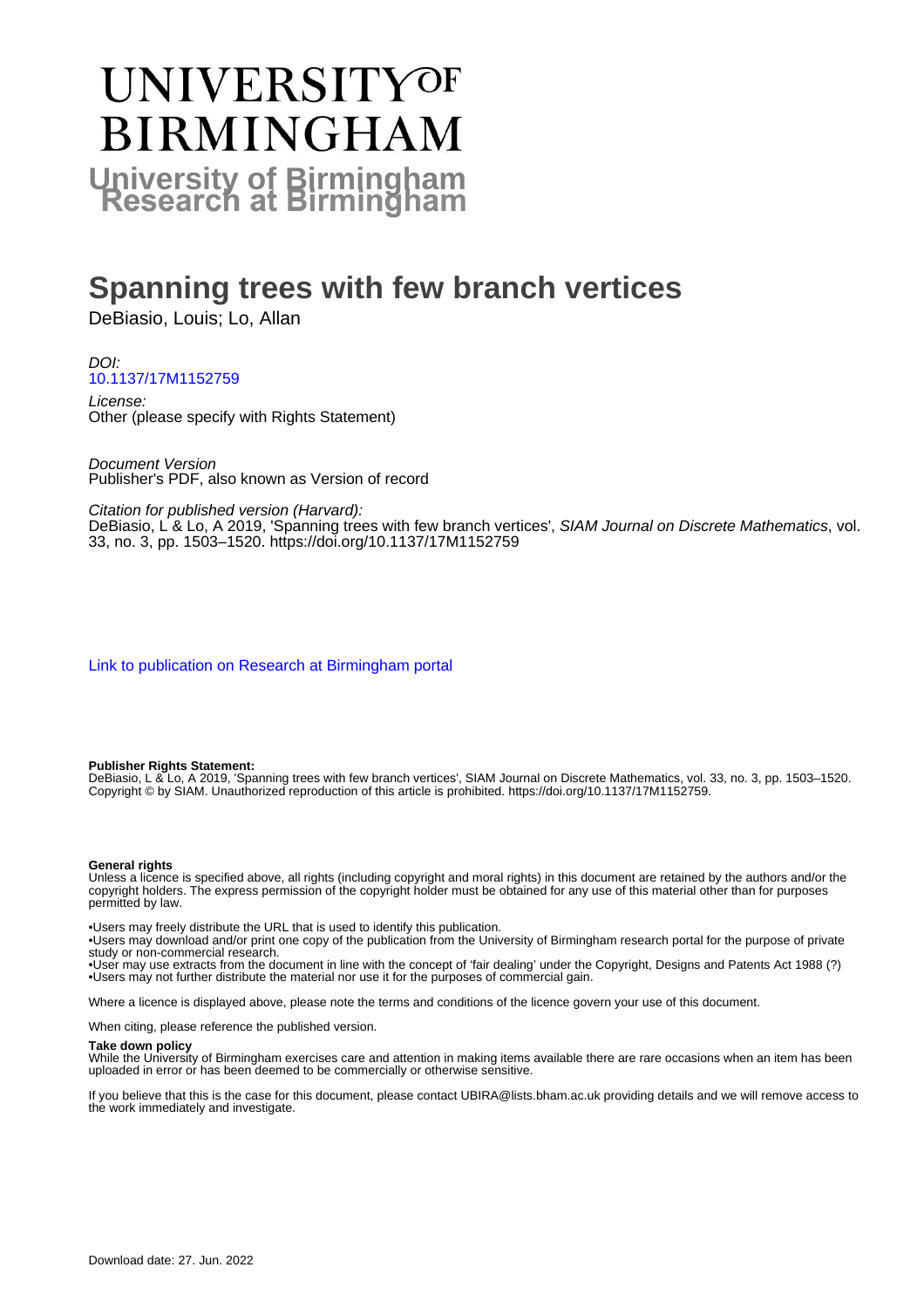# UNIVERSITY OF BIRMINGHAM

**University of Birmingham Research at Birmingham**

# Spanning trees with few branch vertices

DeBiasio, Louis; Lo, Allan

*DOI:*
[10.1137/17M1152759](https://doi.org/10.1137/17M1152759)

*License:*
Other (please specify with Rights Statement)

*Document Version*
Publisher's PDF, also known as Version of record

*Citation for published version (Harvard):*
DeBiasio, L & Lo, A 2019, 'Spanning trees with few branch vertices', *SIAM Journal on Discrete Mathematics*, vol. 33, no. 3, pp. 1503–1520. https://doi.org/10.1137/17M1152759

[Link to publication on Research at Birmingham portal]

**Publisher Rights Statement:**
DeBiasio, L & Lo, A 2019, 'Spanning trees with few branch vertices', SIAM Journal on Discrete Mathematics, vol. 33, no. 3, pp. 1503–1520. Copyright © by SIAM. Unauthorized reproduction of this article is prohibited. https://doi.org/10.1137/17M1152759.

**General rights**
Unless a licence is specified above, all rights (including copyright and moral rights) in this document are retained by the authors and/or the copyright holders. The express permission of the copyright holder must be obtained for any use of this material other than for purposes permitted by law.

•Users may freely distribute the URL that is used to identify this publication.
•Users may download and/or print one copy of the publication from the University of Birmingham research portal for the purpose of private study or non-commercial research.
•User may use extracts from the document in line with the concept of 'fair dealing' under the Copyright, Designs and Patents Act 1988 (?)
•Users may not further distribute the material nor use it for the purposes of commercial gain.

Where a licence is displayed above, please note the terms and conditions of the licence govern your use of this document.

When citing, please reference the published version.

**Take down policy**
While the University of Birmingham exercises care and attention in making items available there are rare occasions when an item has been uploaded in error or has been deemed to be commercially or otherwise sensitive.

If you believe that this is the case for this document, please contact UBIRA@lists.bham.ac.uk providing details and we will remove access to the work immediately and investigate.

Download date: 27. Jun. 2022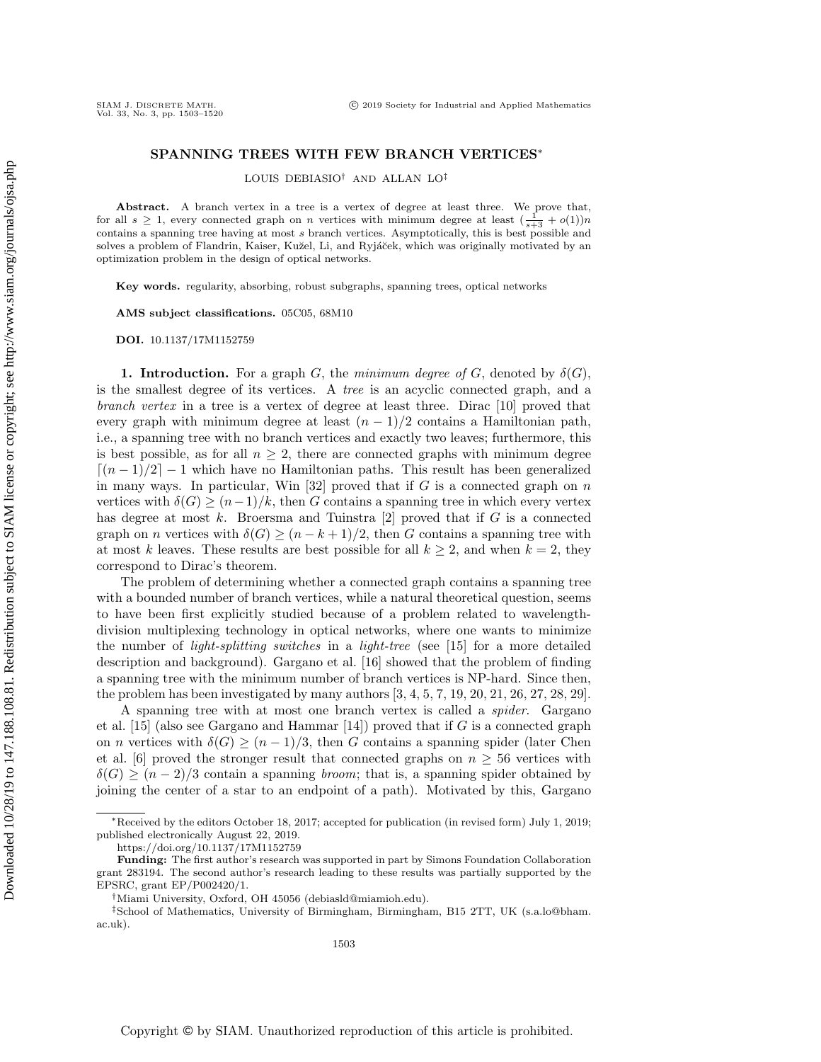# SPANNING TREES WITH FEW BRANCH VERTICES*

LOUIS DEBIASIO[†] AND ALLAN LO[‡]

**Abstract.** A branch vertex in a tree is a vertex of degree at least three. We prove that, for all $s \geq 1$, every connected graph on $n$ vertices with minimum degree at least $(\frac{1}{s+3} + o(1))n$ contains a spanning tree having at most $s$ branch vertices. Asymptotically, this is best possible and solves a problem of Flandrin, Kaiser, Kužel, Li, and Ryjáček, which was originally motivated by an optimization problem in the design of optical networks.

**Key words.** regularity, absorbing, robust subgraphs, spanning trees, optical networks

**AMS subject classifications.** 05C05, 68M10

**DOI.** 10.1137/17M1152759

## 1. Introduction.

For a graph $G$, the *minimum degree of* $G$, denoted by $\delta(G)$, is the smallest degree of its vertices. A *tree* is an acyclic connected graph, and a *branch vertex* in a tree is a vertex of degree at least three. Dirac [10] proved that every graph with minimum degree at least $(n-1)/2$ contains a Hamiltonian path, i.e., a spanning tree with no branch vertices and exactly two leaves; furthermore, this is best possible, as for all $n \geq 2$, there are connected graphs with minimum degree $\lceil (n-1)/2 \rceil - 1$ which have no Hamiltonian paths. This result has been generalized in many ways. In particular, Win [32] proved that if $G$ is a connected graph on $n$ vertices with $\delta(G) \geq (n-1)/k$, then $G$ contains a spanning tree in which every vertex has degree at most $k$. Broersma and Tuinstra [2] proved that if $G$ is a connected graph on $n$ vertices with $\delta(G) \geq (n-k+1)/2$, then $G$ contains a spanning tree with at most $k$ leaves. These results are best possible for all $k \geq 2$, and when $k = 2$, they correspond to Dirac's theorem.

The problem of determining whether a connected graph contains a spanning tree with a bounded number of branch vertices, while a natural theoretical question, seems to have been first explicitly studied because of a problem related to wavelength-division multiplexing technology in optical networks, where one wants to minimize the number of *light-splitting switches* in a *light-tree* (see [15] for a more detailed description and background). Gargano et al. [16] showed that the problem of finding a spanning tree with the minimum number of branch vertices is NP-hard. Since then, the problem has been investigated by many authors [3, 4, 5, 7, 19, 20, 21, 26, 27, 28, 29].

A spanning tree with at most one branch vertex is called a *spider*. Gargano et al. [15] (also see Gargano and Hammar [14]) proved that if $G$ is a connected graph on $n$ vertices with $\delta(G) \geq (n-1)/3$, then $G$ contains a spanning spider (later Chen et al. [6] proved the stronger result that connected graphs on $n \geq 56$ vertices with $\delta(G) \geq (n-2)/3$ contain a spanning *broom*; that is, a spanning spider obtained by joining the center of a star to an endpoint of a path). Motivated by this, Gargano

---

*Received by the editors October 18, 2017; accepted for publication (in revised form) July 1, 2019; published electronically August 22, 2019.
https://doi.org/10.1137/17M1152759
**Funding:** The first author's research was supported in part by Simons Foundation Collaboration grant 283194. The second author's research leading to these results was partially supported by the EPSRC, grant EP/P002420/1.

[†]Miami University, Oxford, OH 45056 (debiasld@miamioh.edu).

[‡]School of Mathematics, University of Birmingham, Birmingham, B15 2TT, UK (s.a.lo@bham.ac.uk).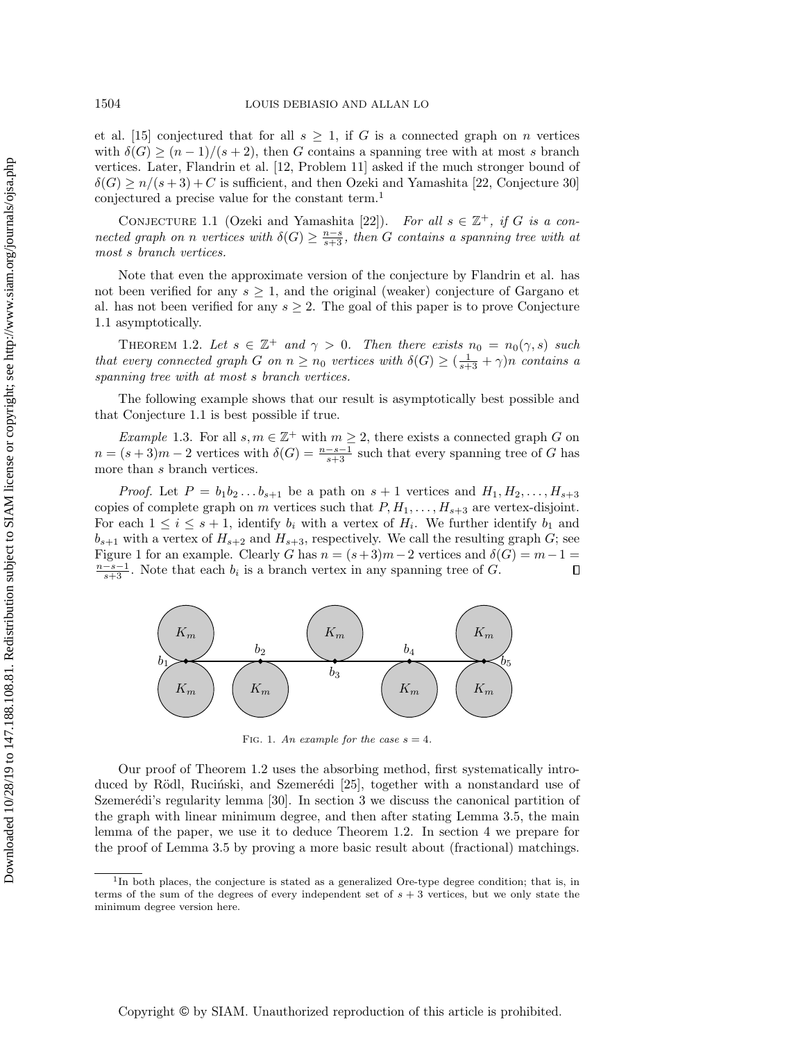et al. [15] conjectured that for all $s \geq 1$, if $G$ is a connected graph on $n$ vertices with $\delta(G) \geq (n-1)/(s+2)$, then $G$ contains a spanning tree with at most $s$ branch vertices. Later, Flandrin et al. [12, Problem 11] asked if the much stronger bound of $\delta(G) \geq n/(s+3) + C$ is sufficient, and then Ozeki and Yamashita [22, Conjecture 30] conjectured a precise value for the constant term.[1]

Conjecture 1.1 (Ozeki and Yamashita [22]). *For all $s \in \mathbb{Z}^+$, if $G$ is a connected graph on $n$ vertices with $\delta(G) \geq \frac{n-s}{s+3}$, then $G$ contains a spanning tree with at most $s$ branch vertices.*

Note that even the approximate version of the conjecture by Flandrin et al. has not been verified for any $s \geq 1$, and the original (weaker) conjecture of Gargano et al. has not been verified for any $s \geq 2$. The goal of this paper is to prove Conjecture 1.1 asymptotically.

Theorem 1.2. *Let $s \in \mathbb{Z}^+$ and $\gamma > 0$. Then there exists $n_0 = n_0(\gamma, s)$ such that every connected graph $G$ on $n \geq n_0$ vertices with $\delta(G) \geq (\frac{1}{s+3} + \gamma)n$ contains a spanning tree with at most $s$ branch vertices.*

The following example shows that our result is asymptotically best possible and that Conjecture 1.1 is best possible if true.

*Example* 1.3. For all $s, m \in \mathbb{Z}^+$ with $m \geq 2$, there exists a connected graph $G$ on $n = (s+3)m - 2$ vertices with $\delta(G) = \frac{n-s-1}{s+3}$ such that every spanning tree of $G$ has more than $s$ branch vertices.

*Proof.* Let $P = b_1 b_2 \ldots b_{s+1}$ be a path on $s+1$ vertices and $H_1, H_2, \ldots, H_{s+3}$ copies of complete graph on $m$ vertices such that $P, H_1, \ldots, H_{s+3}$ are vertex-disjoint. For each $1 \leq i \leq s+1$, identify $b_i$ with a vertex of $H_i$. We further identify $b_1$ and $b_{s+1}$ with a vertex of $H_{s+2}$ and $H_{s+3}$, respectively. We call the resulting graph $G$; see Figure 1 for an example. Clearly $G$ has $n = (s+3)m - 2$ vertices and $\delta(G) = m - 1 = \frac{n-s-1}{s+3}$. Note that each $b_i$ is a branch vertex in any spanning tree of $G$. $\square$

Fig. 1. *An example for the case $s = 4$.*

Our proof of Theorem 1.2 uses the absorbing method, first systematically introduced by Rödl, Ruciński, and Szemerédi [25], together with a nonstandard use of Szemerédi's regularity lemma [30]. In section 3 we discuss the canonical partition of the graph with linear minimum degree, and then after stating Lemma 3.5, the main lemma of the paper, we use it to deduce Theorem 1.2. In section 4 we prepare for the proof of Lemma 3.5 by proving a more basic result about (fractional) matchings.

[1] In both places, the conjecture is stated as a generalized Ore-type degree condition; that is, in terms of the sum of the degrees of every independent set of $s+3$ vertices, but we only state the minimum degree version here.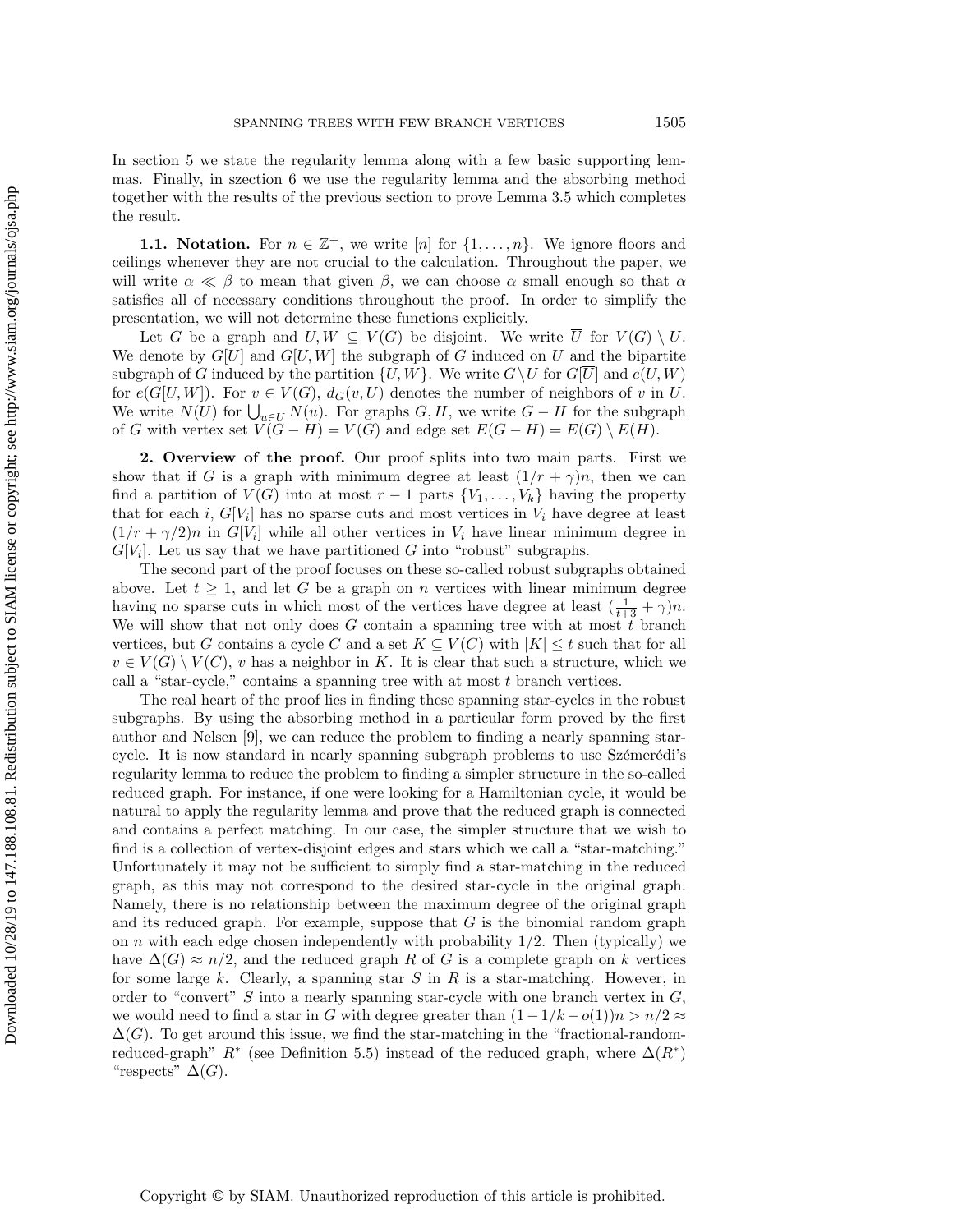In section 5 we state the regularity lemma along with a few basic supporting lemmas. Finally, in szection 6 we use the regularity lemma and the absorbing method together with the results of the previous section to prove Lemma 3.5 which completes the result.

**1.1. Notation.** For $n \in \mathbb{Z}^+$, we write $[n]$ for $\{1, \dots, n\}$. We ignore floors and ceilings whenever they are not crucial to the calculation. Throughout the paper, we will write $\alpha \ll \beta$ to mean that given $\beta$, we can choose $\alpha$ small enough so that $\alpha$ satisfies all of necessary conditions throughout the proof. In order to simplify the presentation, we will not determine these functions explicitly.

Let $G$ be a graph and $U, W \subseteq V(G)$ be disjoint. We write $\overline{U}$ for $V(G) \setminus U$. We denote by $G[U]$ and $G[U, W]$ the subgraph of $G$ induced on $U$ and the bipartite subgraph of $G$ induced by the partition $\{U, W\}$. We write $G \setminus U$ for $G[\overline{U}]$ and $e(U, W)$ for $e(G[U, W])$. For $v \in V(G)$, $d_G(v, U)$ denotes the number of neighbors of $v$ in $U$. We write $N(U)$ for $\bigcup_{u \in U} N(u)$. For graphs $G, H$, we write $G - H$ for the subgraph of $G$ with vertex set $V(G - H) = V(G)$ and edge set $E(G - H) = E(G) \setminus E(H)$.

## 2. Overview of the proof.

Our proof splits into two main parts. First we show that if $G$ is a graph with minimum degree at least $(1/r + \gamma)n$, then we can find a partition of $V(G)$ into at most $r - 1$ parts $\{V_1, \dots, V_k\}$ having the property that for each $i$, $G[V_i]$ has no sparse cuts and most vertices in $V_i$ have degree at least $(1/r + \gamma/2)n$ in $G[V_i]$ while all other vertices in $V_i$ have linear minimum degree in $G[V_i]$. Let us say that we have partitioned $G$ into "robust" subgraphs.

The second part of the proof focuses on these so-called robust subgraphs obtained above. Let $t \geq 1$, and let $G$ be a graph on $n$ vertices with linear minimum degree having no sparse cuts in which most of the vertices have degree at least $(\frac{1}{t+3} + \gamma)n$. We will show that not only does $G$ contain a spanning tree with at most $t$ branch vertices, but $G$ contains a cycle $C$ and a set $K \subseteq V(C)$ with $|K| \leq t$ such that for all $v \in V(G) \setminus V(C)$, $v$ has a neighbor in $K$. It is clear that such a structure, which we call a "star-cycle," contains a spanning tree with at most $t$ branch vertices.

The real heart of the proof lies in finding these spanning star-cycles in the robust subgraphs. By using the absorbing method in a particular form proved by the first author and Nelsen [9], we can reduce the problem to finding a nearly spanning star-cycle. It is now standard in nearly spanning subgraph problems to use Székerédi's regularity lemma to reduce the problem to finding a simpler structure in the so-called reduced graph. For instance, if one were looking for a Hamiltonian cycle, it would be natural to apply the regularity lemma and prove that the reduced graph is connected and contains a perfect matching. In our case, the simpler structure that we wish to find is a collection of vertex-disjoint edges and stars which we call a "star-matching." Unfortunately it may not be sufficient to simply find a star-matching in the reduced graph, as this may not correspond to the desired star-cycle in the original graph. Namely, there is no relationship between the maximum degree of the original graph and its reduced graph. For example, suppose that $G$ is the binomial random graph on $n$ with each edge chosen independently with probability $1/2$. Then (typically) we have $\Delta(G) \approx n/2$, and the reduced graph $R$ of $G$ is a complete graph on $k$ vertices for some large $k$. Clearly, a spanning star $S$ in $R$ is a star-matching. However, in order to "convert" $S$ into a nearly spanning star-cycle with one branch vertex in $G$, we would need to find a star in $G$ with degree greater than $(1 - 1/k - o(1))n > n/2 \approx \Delta(G)$. To get around this issue, we find the star-matching in the "fractional-random-reduced-graph" $R^*$ (see Definition 5.5) instead of the reduced graph, where $\Delta(R^*)$ "respects" $\Delta(G)$.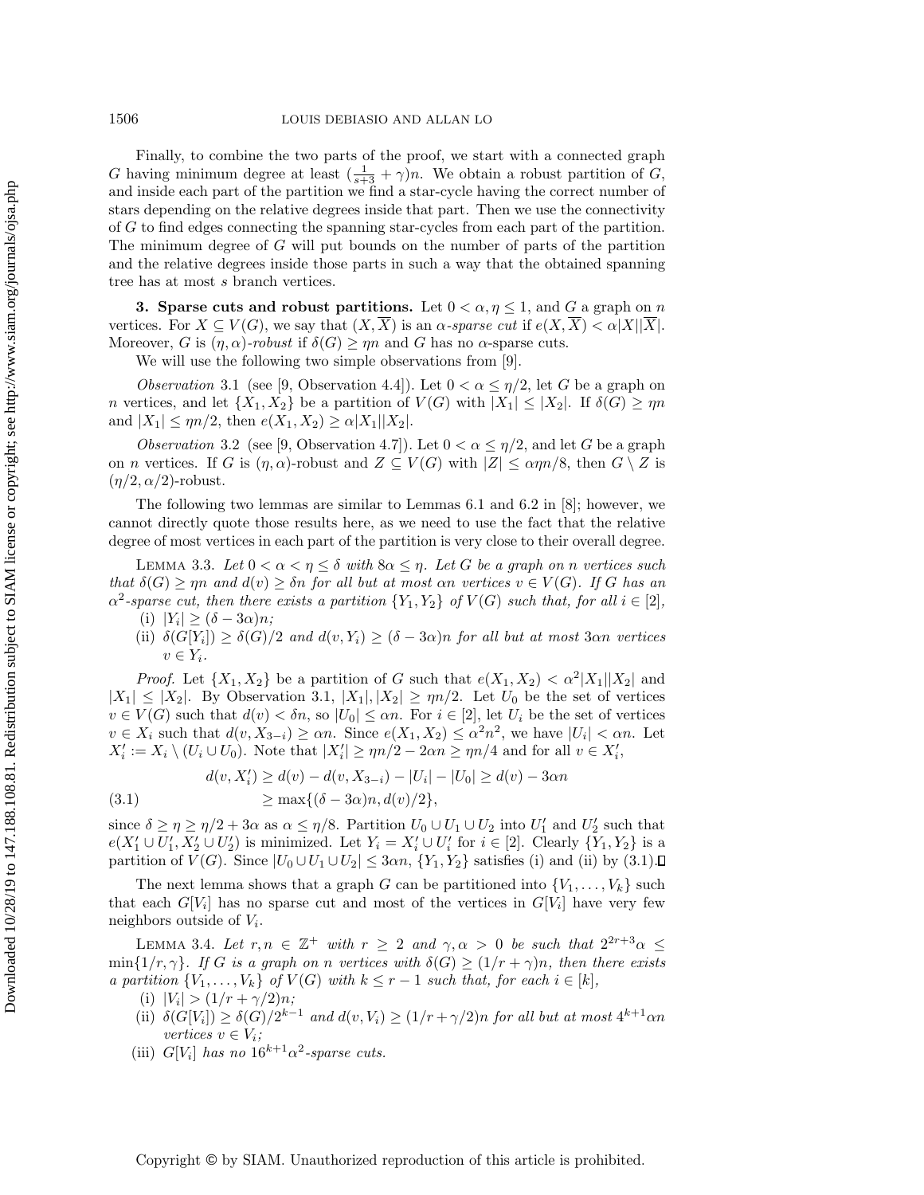Finally, to combine the two parts of the proof, we start with a connected graph $G$ having minimum degree at least $(\frac{1}{s+3}+\gamma)n$. We obtain a robust partition of $G$, and inside each part of the partition we find a star-cycle having the correct number of stars depending on the relative degrees inside that part. Then we use the connectivity of $G$ to find edges connecting the spanning star-cycles from each part of the partition. The minimum degree of $G$ will put bounds on the number of parts of the partition and the relative degrees inside those parts in such a way that the obtained spanning tree has at most $s$ branch vertices.

## 3. Sparse cuts and robust partitions.

Let $0<\alpha,\eta\leq 1$, and $G$ a graph on $n$ vertices. For $X\subseteq V(G)$, we say that $(X,\overline{X})$ is an *$\alpha$-sparse cut* if $e(X,\overline{X})<\alpha|X||\overline{X}|$. Moreover, $G$ is *$(\eta,\alpha)$-robust* if $\delta(G)\geq \eta n$ and $G$ has no $\alpha$-sparse cuts.

We will use the following two simple observations from [9].

*Observation* 3.1 (see [9, Observation 4.4]). Let $0<\alpha\leq\eta/2$, let $G$ be a graph on $n$ vertices, and let $\{X_1,X_2\}$ be a partition of $V(G)$ with $|X_1|\leq|X_2|$. If $\delta(G)\geq\eta n$ and $|X_1|\leq \eta n/2$, then $e(X_1,X_2)\geq\alpha|X_1||X_2|$.

*Observation* 3.2 (see [9, Observation 4.7]). Let $0<\alpha\leq\eta/2$, and let $G$ be a graph on $n$ vertices. If $G$ is $(\eta,\alpha)$-robust and $Z\subseteq V(G)$ with $|Z|\leq\alpha\eta n/8$, then $G\setminus Z$ is $(\eta/2,\alpha/2)$-robust.

The following two lemmas are similar to Lemmas 6.1 and 6.2 in [8]; however, we cannot directly quote those results here, as we need to use the fact that the relative degree of most vertices in each part of the partition is very close to their overall degree.

LEMMA 3.3. *Let $0<\alpha<\eta\leq\delta$ with $8\alpha\leq\eta$. Let $G$ be a graph on $n$ vertices such that $\delta(G)\geq\eta n$ and $d(v)\geq\delta n$ for all but at most $\alpha n$ vertices $v\in V(G)$. If $G$ has an $\alpha^2$-sparse cut, then there exists a partition $\{Y_1,Y_2\}$ of $V(G)$ such that, for all $i\in[2]$,*

(i) *$|Y_i|\geq(\delta-3\alpha)n$;*

(ii) *$\delta(G[Y_i])\geq\delta(G)/2$ and $d(v,Y_i)\geq(\delta-3\alpha)n$ for all but at most $3\alpha n$ vertices $v\in Y_i$.*

*Proof.* Let $\{X_1,X_2\}$ be a partition of $G$ such that $e(X_1,X_2)<\alpha^2|X_1||X_2|$ and $|X_1|\leq|X_2|$. By Observation 3.1, $|X_1|,|X_2|\geq\eta n/2$. Let $U_0$ be the set of vertices $v\in V(G)$ such that $d(v)<\delta n$, so $|U_0|\leq\alpha n$. For $i\in[2]$, let $U_i$ be the set of vertices $v\in X_i$ such that $d(v,X_{3-i})\geq\alpha n$. Since $e(X_1,X_2)\leq\alpha^2n^2$, we have $|U_i|<\alpha n$. Let $X_i':=X_i\setminus(U_i\cup U_0)$. Note that $|X_i'|\geq\eta n/2-2\alpha n\geq\eta n/4$ and for all $v\in X_i'$,

$$\begin{aligned}d(v,X_i')&\geq d(v)-d(v,X_{3-i})-|U_i|-|U_0|\geq d(v)-3\alpha n\\&\geq\max\{(\delta-3\alpha)n,d(v)/2\},\end{aligned}\tag{3.1}$$

since $\delta\geq\eta\geq\eta/2+3\alpha$ as $\alpha\leq\eta/8$. Partition $U_0\cup U_1\cup U_2$ into $U_1'$ and $U_2'$ such that $e(X_1'\cup U_1',X_2'\cup U_2')$ is minimized. Let $Y_i=X_i'\cup U_i'$ for $i\in[2]$. Clearly $\{Y_1,Y_2\}$ is a partition of $V(G)$. Since $|U_0\cup U_1\cup U_2|\leq3\alpha n$, $\{Y_1,Y_2\}$ satisfies (i) and (ii) by (3.1). ◻

The next lemma shows that a graph $G$ can be partitioned into $\{V_1,\ldots,V_k\}$ such that each $G[V_i]$ has no sparse cut and most of the vertices in $G[V_i]$ have very few neighbors outside of $V_i$.

LEMMA 3.4. *Let $r,n\in\mathbb{Z}^+$ with $r\geq2$ and $\gamma,\alpha>0$ be such that $2^{2r+3}\alpha\leq\min\{1/r,\gamma\}$. If $G$ is a graph on $n$ vertices with $\delta(G)\geq(1/r+\gamma)n$, then there exists a partition $\{V_1,\ldots,V_k\}$ of $V(G)$ with $k\leq r-1$ such that, for each $i\in[k]$,*

(i) *$|V_i|>(1/r+\gamma/2)n$;*

(ii) *$\delta(G[V_i])\geq\delta(G)/2^{k-1}$ and $d(v,V_i)\geq(1/r+\gamma/2)n$ for all but at most $4^{k+1}\alpha n$ vertices $v\in V_i$;*

(iii) *$G[V_i]$ has no $16^{k+1}\alpha^2$-sparse cuts.*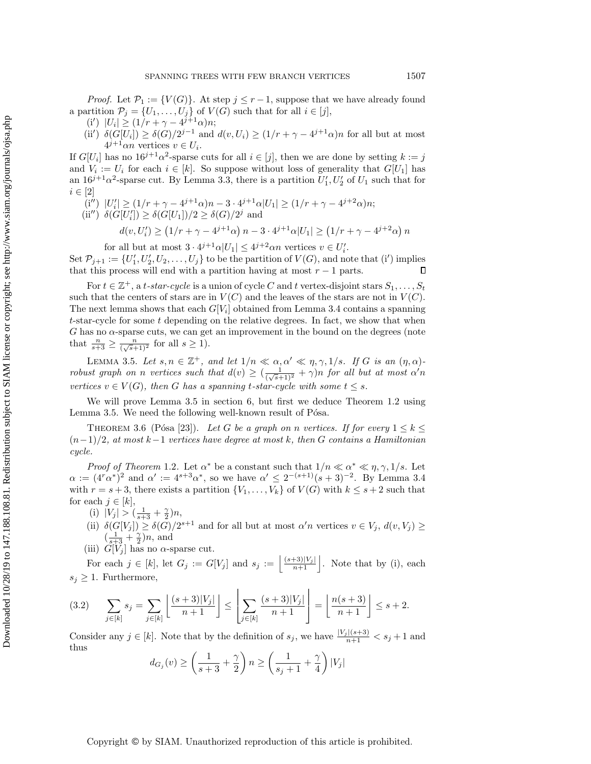*Proof.* Let $\mathcal{P}_1 := \{V(G)\}$. At step $j \le r-1$, suppose that we have already found a partition $\mathcal{P}_j = \{U_1, \dots, U_j\}$ of $V(G)$ such that for all $i \in [j]$,

(i′) $|U_i| \ge (1/r + \gamma - 4^{j+1}\alpha)n$;

(ii′) $\delta(G[U_i]) \ge \delta(G)/2^{j-1}$ and $d(v, U_i) \ge (1/r + \gamma - 4^{j+1}\alpha)n$ for all but at most $4^{j+1}\alpha n$ vertices $v \in U_i$.

If $G[U_i]$ has no $16^{j+1}\alpha^2$-sparse cuts for all $i \in [j]$, then we are done by setting $k := j$ and $V_i := U_i$ for each $i \in [k]$. So suppose without loss of generality that $G[U_1]$ has an $16^{j+1}\alpha^2$-sparse cut. By Lemma 3.3, there is a partition $U_1', U_2'$ of $U_1$ such that for $i \in [2]$

(i″) $|U_i'| \ge (1/r + \gamma - 4^{j+1}\alpha)n - 3 \cdot 4^{j+1}\alpha|U_1| \ge (1/r + \gamma - 4^{j+2}\alpha)n$;

(ii″) $\delta(G[U_i']) \ge \delta(G[U_1])/2 \ge \delta(G)/2^j$ and

$$d(v, U_i') \ge \left(1/r + \gamma - 4^{j+1}\alpha\right)n - 3 \cdot 4^{j+1}\alpha|U_1| \ge \left(1/r + \gamma - 4^{j+2}\alpha\right)n$$

for all but at most $3 \cdot 4^{j+1}\alpha|U_1| \le 4^{j+2}\alpha n$ vertices $v \in U_i'$.

Set $\mathcal{P}_{j+1} := \{U_1', U_2', U_2, \dots, U_j\}$ to be the partition of $V(G)$, and note that (i′) implies that this process will end with a partition having at most $r-1$ parts. $\square$

For $t \in \mathbb{Z}^+$, a *t-star-cycle* is a union of cycle $C$ and $t$ vertex-disjoint stars $S_1, \dots, S_t$ such that the centers of stars are in $V(C)$ and the leaves of the stars are not in $V(C)$. The next lemma shows that each $G[V_i]$ obtained from Lemma 3.4 contains a spanning $t$-star-cycle for some $t$ depending on the relative degrees. In fact, we show that when $G$ has no $\alpha$-sparse cuts, we can get an improvement in the bound on the degrees (note that $\frac{n}{s+3} \ge \frac{n}{(\sqrt{s}+1)^2}$ for all $s \ge 1$).

Lemma 3.5. *Let $s, n \in \mathbb{Z}^+$, and let $1/n \ll \alpha, \alpha' \ll \eta, \gamma, 1/s$. If $G$ is an $(\eta, \alpha)$-robust graph on $n$ vertices such that $d(v) \ge (\frac{1}{(\sqrt{s}+1)^2} + \gamma)n$ for all but at most $\alpha' n$ vertices $v \in V(G)$, then $G$ has a spanning $t$-star-cycle with some $t \le s$.*

We will prove Lemma 3.5 in section 6, but first we deduce Theorem 1.2 using Lemma 3.5. We need the following well-known result of Pósa.

Theorem 3.6 (Pósa [23]). *Let $G$ be a graph on $n$ vertices. If for every $1 \le k \le (n-1)/2$, at most $k-1$ vertices have degree at most $k$, then $G$ contains a Hamiltonian cycle.*

*Proof of Theorem* 1.2. Let $\alpha^*$ be a constant such that $1/n \ll \alpha^* \ll \eta, \gamma, 1/s$. Let $\alpha := (4^r\alpha^*)^2$ and $\alpha' := 4^{s+3}\alpha^*$, so we have $\alpha' \le 2^{-(s+1)}(s+3)^{-2}$. By Lemma 3.4 with $r = s+3$, there exists a partition $\{V_1, \dots, V_k\}$ of $V(G)$ with $k \le s+2$ such that for each $j \in [k]$,

(i) $|V_j| > (\frac{1}{s+3} + \frac{\gamma}{2})n$,

(ii) $\delta(G[V_j]) \ge \delta(G)/2^{s+1}$ and for all but at most $\alpha' n$ vertices $v \in V_j$, $d(v, V_j) \ge (\frac{1}{s+3} + \frac{\gamma}{2})n$, and

(iii) $G[V_j]$ has no $\alpha$-sparse cut.

For each $j \in [k]$, let $G_j := G[V_j]$ and $s_j := \left\lfloor \frac{(s+3)|V_j|}{n+1} \right\rfloor$. Note that by (i), each $s_j \ge 1$. Furthermore,

$$\sum_{j \in [k]} s_j = \sum_{j \in [k]} \left\lfloor \frac{(s+3)|V_j|}{n+1} \right\rfloor \le \left\lfloor \sum_{j \in [k]} \frac{(s+3)|V_j|}{n+1} \right\rfloor = \left\lfloor \frac{n(s+3)}{n+1} \right\rfloor \le s+2. \tag{3.2}$$

Consider any $j \in [k]$. Note that by the definition of $s_j$, we have $\frac{|V_j|(s+3)}{n+1} < s_j + 1$ and thus

$$d_{G_j}(v) \ge \left(\frac{1}{s+3} + \frac{\gamma}{2}\right)n \ge \left(\frac{1}{s_j+1} + \frac{\gamma}{4}\right)|V_j|$$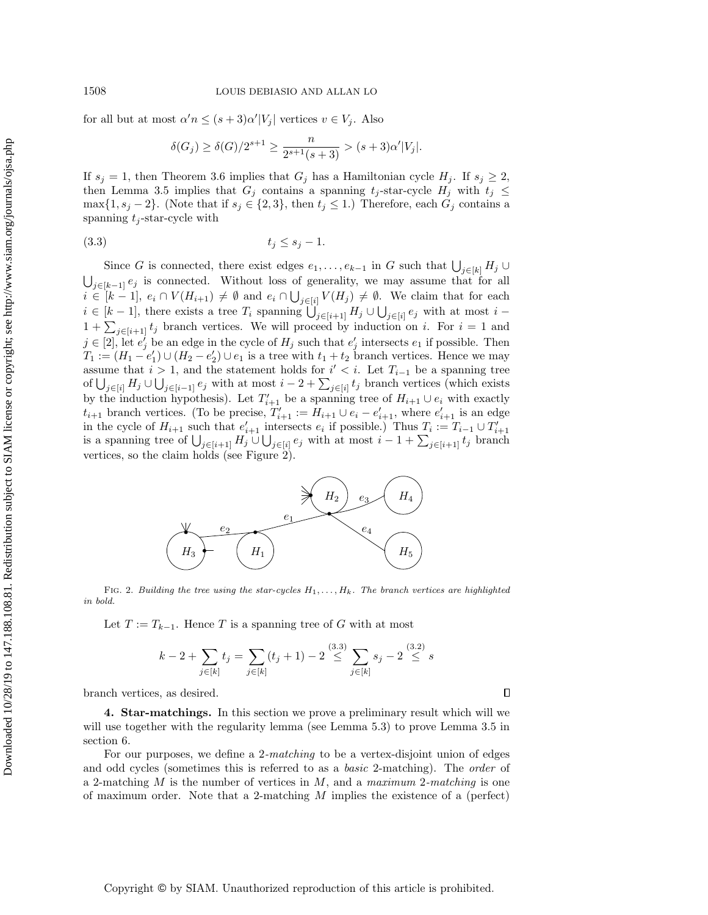for all but at most $\alpha' n \leq (s+3)\alpha'|V_j|$ vertices $v \in V_j$. Also

$$\delta(G_j) \geq \delta(G)/2^{s+1} \geq \frac{n}{2^{s+1}(s+3)} > (s+3)\alpha'|V_j|.$$

If $s_j = 1$, then Theorem 3.6 implies that $G_j$ has a Hamiltonian cycle $H_j$. If $s_j \geq 2$, then Lemma 3.5 implies that $G_j$ contains a spanning $t_j$-star-cycle $H_j$ with $t_j \leq \max\{1, s_j - 2\}$. (Note that if $s_j \in \{2, 3\}$, then $t_j \leq 1$.) Therefore, each $G_j$ contains a spanning $t_j$-star-cycle with

$$t_j \leq s_j - 1. \tag{3.3}$$

Since $G$ is connected, there exist edges $e_1, \ldots, e_{k-1}$ in $G$ such that $\bigcup_{j\in[k]} H_j \cup \bigcup_{j\in[k-1]} e_j$ is connected. Without loss of generality, we may assume that for all $i \in [k-1]$, $e_i \cap V(H_{i+1}) \neq \emptyset$ and $e_i \cap \bigcup_{j\in[i]} V(H_j) \neq \emptyset$. We claim that for each $i \in [k-1]$, there exists a tree $T_i$ spanning $\bigcup_{j\in[i+1]} H_j \cup \bigcup_{j\in[i]} e_j$ with at most $i - 1 + \sum_{j\in[i+1]} t_j$ branch vertices. We will proceed by induction on $i$. For $i = 1$ and $j \in [2]$, let $e'_j$ be an edge in the cycle of $H_j$ such that $e'_j$ intersects $e_1$ if possible. Then $T_1 := (H_1 - e'_1) \cup (H_2 - e'_2) \cup e_1$ is a tree with $t_1 + t_2$ branch vertices. Hence we may assume that $i > 1$, and the statement holds for $i' < i$. Let $T_{i-1}$ be a spanning tree of $\bigcup_{j\in[i]} H_j \cup \bigcup_{j\in[i-1]} e_j$ with at most $i - 2 + \sum_{j\in[i]} t_j$ branch vertices (which exists by the induction hypothesis). Let $T'_{i+1}$ be a spanning tree of $H_{i+1} \cup e_i$ with exactly $t_{i+1}$ branch vertices. (To be precise, $T'_{i+1} := H_{i+1} \cup e_i - e'_{i+1}$, where $e'_{i+1}$ is an edge in the cycle of $H_{i+1}$ such that $e'_{i+1}$ intersects $e_i$ if possible.) Thus $T_i := T_{i-1} \cup T'_{i+1}$ is a spanning tree of $\bigcup_{j\in[i+1]} H_j \cup \bigcup_{j\in[i]} e_j$ with at most $i - 1 + \sum_{j\in[i+1]} t_j$ branch vertices, so the claim holds (see Figure 2).

Fig. 2. *Building the tree using the star-cycles $H_1, \ldots, H_k$. The branch vertices are highlighted in bold.*

Let $T := T_{k-1}$. Hence $T$ is a spanning tree of $G$ with at most

$$k - 2 + \sum_{j\in[k]} t_j = \sum_{j\in[k]} (t_j + 1) - 2 \overset{(3.3)}{\leq} \sum_{j\in[k]} s_j - 2 \overset{(3.2)}{\leq} s$$

branch vertices, as desired. $\square$

**4. Star-matchings.** In this section we prove a preliminary result which will we will use together with the regularity lemma (see Lemma 5.3) to prove Lemma 3.5 in section 6.

For our purposes, we define a *2-matching* to be a vertex-disjoint union of edges and odd cycles (sometimes this is referred to as a *basic* 2-matching). The *order* of a 2-matching $M$ is the number of vertices in $M$, and a *maximum 2-matching* is one of maximum order. Note that a 2-matching $M$ implies the existence of a (perfect)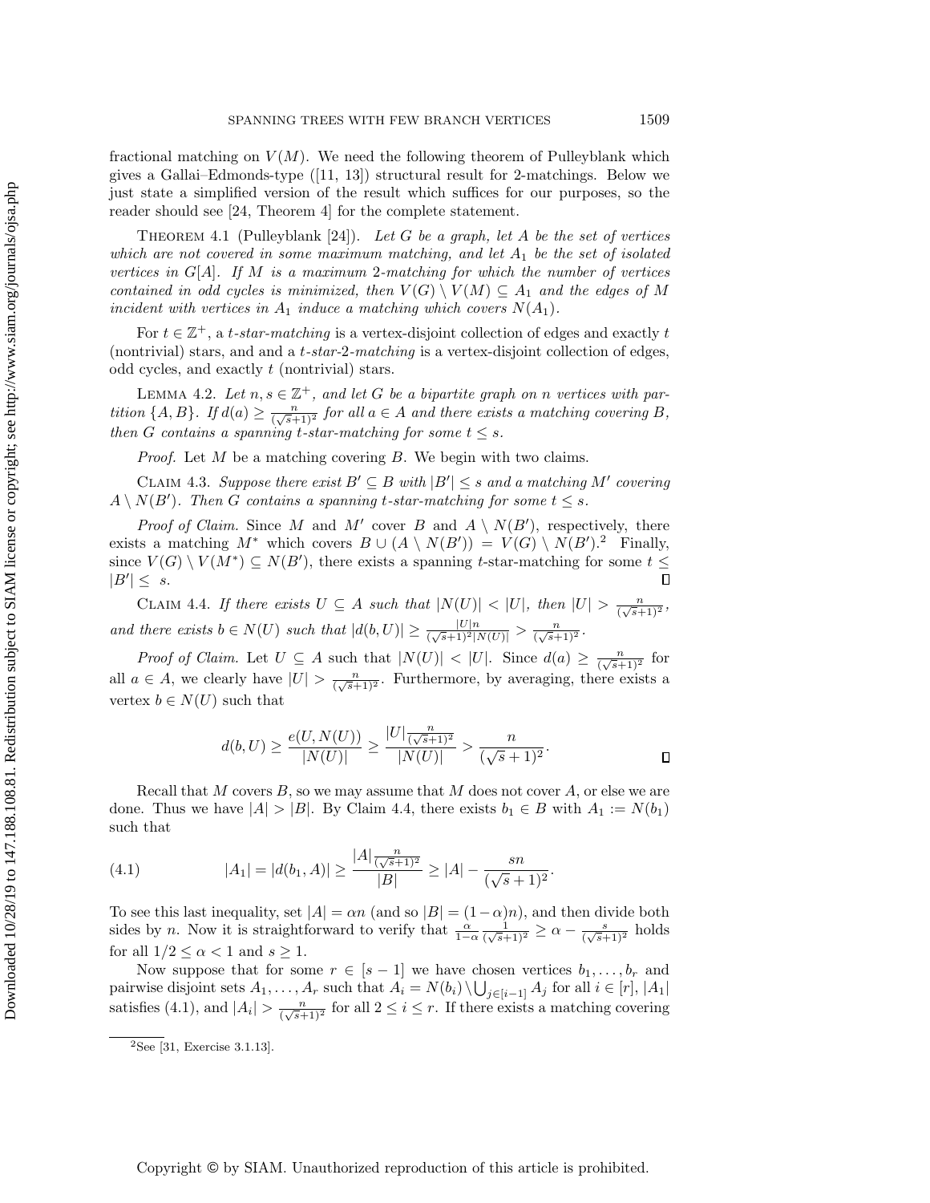fractional matching on $V(M)$. We need the following theorem of Pulleyblank which gives a Gallai–Edmonds-type ([11, 13]) structural result for 2-matchings. Below we just state a simplified version of the result which suffices for our purposes, so the reader should see [24, Theorem 4] for the complete statement.

THEOREM 4.1 (Pulleyblank [24]). *Let $G$ be a graph, let $A$ be the set of vertices which are not covered in some maximum matching, and let $A_1$ be the set of isolated vertices in $G[A]$. If $M$ is a maximum 2-matching for which the number of vertices contained in odd cycles is minimized, then $V(G) \setminus V(M) \subseteq A_1$ and the edges of $M$ incident with vertices in $A_1$ induce a matching which covers $N(A_1)$.*

For $t \in \mathbb{Z}^+$, a *$t$-star-matching* is a vertex-disjoint collection of edges and exactly $t$ (nontrivial) stars, and and a *$t$-star-2-matching* is a vertex-disjoint collection of edges, odd cycles, and exactly $t$ (nontrivial) stars.

LEMMA 4.2. *Let $n, s \in \mathbb{Z}^+$, and let $G$ be a bipartite graph on $n$ vertices with partition $\{A, B\}$. If $d(a) \geq \frac{n}{(\sqrt{s}+1)^2}$ for all $a \in A$ and there exists a matching covering $B$, then $G$ contains a spanning $t$-star-matching for some $t \leq s$.*

*Proof.* Let $M$ be a matching covering $B$. We begin with two claims.

CLAIM 4.3. *Suppose there exist $B' \subseteq B$ with $|B'| \leq s$ and a matching $M'$ covering $A \setminus N(B')$. Then $G$ contains a spanning $t$-star-matching for some $t \leq s$.*

*Proof of Claim.* Since $M$ and $M'$ cover $B$ and $A \setminus N(B')$, respectively, there exists a matching $M^*$ which covers $B \cup (A \setminus N(B')) = V(G) \setminus N(B')$.[2] Finally, since $V(G) \setminus V(M^*) \subseteq N(B')$, there exists a spanning $t$-star-matching for some $t \leq |B'| \leq s$. $\square$

CLAIM 4.4. *If there exists $U \subseteq A$ such that $|N(U)| < |U|$, then $|U| > \frac{n}{(\sqrt{s}+1)^2}$, and there exists $b \in N(U)$ such that $|d(b, U)| \geq \frac{|U|n}{(\sqrt{s}+1)^2|N(U)|} > \frac{n}{(\sqrt{s}+1)^2}$.*

*Proof of Claim.* Let $U \subseteq A$ such that $|N(U)| < |U|$. Since $d(a) \geq \frac{n}{(\sqrt{s}+1)^2}$ for all $a \in A$, we clearly have $|U| > \frac{n}{(\sqrt{s}+1)^2}$. Furthermore, by averaging, there exists a vertex $b \in N(U)$ such that

$$d(b, U) \geq \frac{e(U, N(U))}{|N(U)|} \geq \frac{|U|\frac{n}{(\sqrt{s}+1)^2}}{|N(U)|} > \frac{n}{(\sqrt{s}+1)^2}. \qquad \square$$

Recall that $M$ covers $B$, so we may assume that $M$ does not cover $A$, or else we are done. Thus we have $|A| > |B|$. By Claim 4.4, there exists $b_1 \in B$ with $A_1 := N(b_1)$ such that

$$|A_1| = |d(b_1, A)| \geq \frac{|A|\frac{n}{(\sqrt{s}+1)^2}}{|B|} \geq |A| - \frac{sn}{(\sqrt{s}+1)^2}. \tag{4.1}$$

To see this last inequality, set $|A| = \alpha n$ (and so $|B| = (1-\alpha)n$), and then divide both sides by $n$. Now it is straightforward to verify that $\frac{\alpha}{1-\alpha}\frac{1}{(\sqrt{s}+1)^2} \geq \alpha - \frac{s}{(\sqrt{s}+1)^2}$ holds for all $1/2 \leq \alpha < 1$ and $s \geq 1$.

Now suppose that for some $r \in [s-1]$ we have chosen vertices $b_1, \ldots, b_r$ and pairwise disjoint sets $A_1, \ldots, A_r$ such that $A_i = N(b_i) \setminus \bigcup_{j \in [i-1]} A_j$ for all $i \in [r]$, $|A_1|$ satisfies (4.1), and $|A_i| > \frac{n}{(\sqrt{s}+1)^2}$ for all $2 \leq i \leq r$. If there exists a matching covering

[2] See [31, Exercise 3.1.13].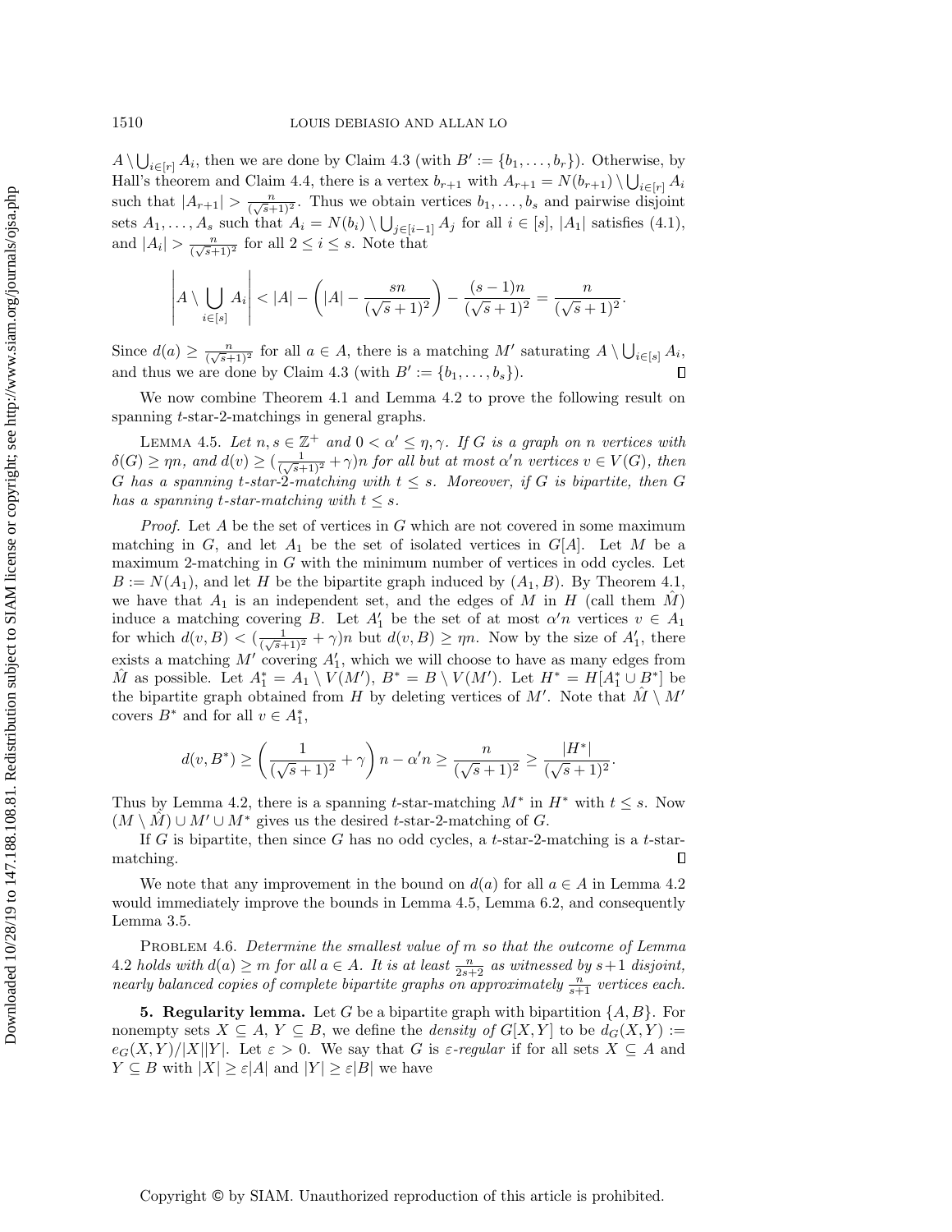$A \setminus \bigcup_{i\in[r]} A_i$, then we are done by Claim 4.3 (with $B' := \{b_1, \ldots, b_r\}$). Otherwise, by Hall's theorem and Claim 4.4, there is a vertex $b_{r+1}$ with $A_{r+1} = N(b_{r+1}) \setminus \bigcup_{i\in[r]} A_i$ such that $|A_{r+1}| > \frac{n}{(\sqrt{s}+1)^2}$. Thus we obtain vertices $b_1, \ldots, b_s$ and pairwise disjoint sets $A_1, \ldots, A_s$ such that $A_i = N(b_i) \setminus \bigcup_{j\in[i-1]} A_j$ for all $i \in [s]$, $|A_1|$ satisfies (4.1), and $|A_i| > \frac{n}{(\sqrt{s}+1)^2}$ for all $2 \leq i \leq s$. Note that

$$\left| A \setminus \bigcup_{i\in[s]} A_i \right| < |A| - \left( |A| - \frac{sn}{(\sqrt{s}+1)^2} \right) - \frac{(s-1)n}{(\sqrt{s}+1)^2} = \frac{n}{(\sqrt{s}+1)^2}.$$

Since $d(a) \geq \frac{n}{(\sqrt{s}+1)^2}$ for all $a \in A$, there is a matching $M'$ saturating $A \setminus \bigcup_{i\in[s]} A_i$, and thus we are done by Claim 4.3 (with $B' := \{b_1, \ldots, b_s\}$). $\square$

We now combine Theorem 4.1 and Lemma 4.2 to prove the following result on spanning $t$-star-2-matchings in general graphs.

LEMMA 4.5. *Let $n, s \in \mathbb{Z}^+$ and $0 < \alpha' \leq \eta, \gamma$. If $G$ is a graph on $n$ vertices with $\delta(G) \geq \eta n$, and $d(v) \geq (\frac{1}{(\sqrt{s}+1)^2} + \gamma)n$ for all but at most $\alpha' n$ vertices $v \in V(G)$, then $G$ has a spanning $t$-star-2-matching with $t \leq s$. Moreover, if $G$ is bipartite, then $G$ has a spanning $t$-star-matching with $t \leq s$.*

*Proof.* Let $A$ be the set of vertices in $G$ which are not covered in some maximum matching in $G$, and let $A_1$ be the set of isolated vertices in $G[A]$. Let $M$ be a maximum 2-matching in $G$ with the minimum number of vertices in odd cycles. Let $B := N(A_1)$, and let $H$ be the bipartite graph induced by $(A_1, B)$. By Theorem 4.1, we have that $A_1$ is an independent set, and the edges of $M$ in $H$ (call them $\hat{M}$) induce a matching covering $B$. Let $A_1'$ be the set of at most $\alpha' n$ vertices $v \in A_1$ for which $d(v, B) < (\frac{1}{(\sqrt{s}+1)^2} + \gamma)n$ but $d(v, B) \geq \eta n$. Now by the size of $A_1'$, there exists a matching $M'$ covering $A_1'$, which we will choose to have as many edges from $\hat{M}$ as possible. Let $A_1^* = A_1 \setminus V(M')$, $B^* = B \setminus V(M')$. Let $H^* = H[A_1^* \cup B^*]$ be the bipartite graph obtained from $H$ by deleting vertices of $M'$. Note that $\hat{M} \setminus M'$ covers $B^*$ and for all $v \in A_1^*$,

$$d(v, B^*) \geq \left( \frac{1}{(\sqrt{s}+1)^2} + \gamma \right) n - \alpha' n \geq \frac{n}{(\sqrt{s}+1)^2} \geq \frac{|H^*|}{(\sqrt{s}+1)^2}.$$

Thus by Lemma 4.2, there is a spanning $t$-star-matching $M^*$ in $H^*$ with $t \leq s$. Now $(M \setminus \hat{M}) \cup M' \cup M^*$ gives us the desired $t$-star-2-matching of $G$.

If $G$ is bipartite, then since $G$ has no odd cycles, a $t$-star-2-matching is a $t$-star-matching. $\square$

We note that any improvement in the bound on $d(a)$ for all $a \in A$ in Lemma 4.2 would immediately improve the bounds in Lemma 4.5, Lemma 6.2, and consequently Lemma 3.5.

PROBLEM 4.6. *Determine the smallest value of $m$ so that the outcome of Lemma 4.2 holds with $d(a) \geq m$ for all $a \in A$. It is at least $\frac{n}{2s+2}$ as witnessed by $s+1$ disjoint, nearly balanced copies of complete bipartite graphs on approximately $\frac{n}{s+1}$ vertices each.*

## 5. Regularity lemma.

Let $G$ be a bipartite graph with bipartition $\{A, B\}$. For nonempty sets $X \subseteq A$, $Y \subseteq B$, we define the *density of* $G[X, Y]$ to be $d_G(X, Y) := e_G(X, Y)/|X||Y|$. Let $\varepsilon > 0$. We say that $G$ is *$\varepsilon$-regular* if for all sets $X \subseteq A$ and $Y \subseteq B$ with $|X| \geq \varepsilon|A|$ and $|Y| \geq \varepsilon|B|$ we have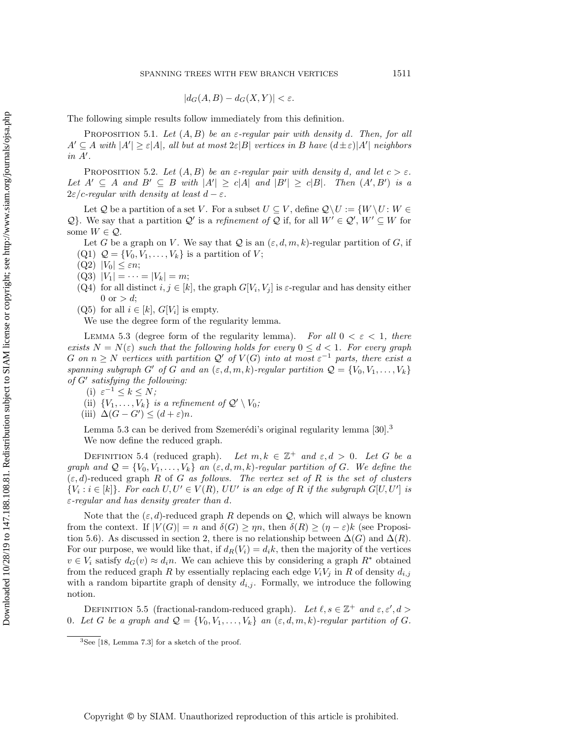$$|d_G(A,B) - d_G(X,Y)| < \varepsilon.$$

The following simple results follow immediately from this definition.

Proposition 5.1. *Let $(A, B)$ be an $\varepsilon$-regular pair with density $d$. Then, for all $A' \subseteq A$ with $|A'| \geq \varepsilon|A|$, all but at most $2\varepsilon|B|$ vertices in $B$ have $(d \pm \varepsilon)|A'|$ neighbors in $A'$.*

Proposition 5.2. *Let $(A, B)$ be an $\varepsilon$-regular pair with density $d$, and let $c > \varepsilon$. Let $A' \subseteq A$ and $B' \subseteq B$ with $|A'| \geq c|A|$ and $|B'| \geq c|B|$. Then $(A', B')$ is a $2\varepsilon/c$-regular with density at least $d - \varepsilon$.*

Let $\mathcal{Q}$ be a partition of a set $V$. For a subset $U \subseteq V$, define $\mathcal{Q} \setminus U := \{W \setminus U : W \in \mathcal{Q}\}$. We say that a partition $\mathcal{Q}'$ is a *refinement of* $\mathcal{Q}$ if, for all $W' \in \mathcal{Q}'$, $W' \subseteq W$ for some $W \in \mathcal{Q}$.

Let $G$ be a graph on $V$. We say that $\mathcal{Q}$ is an $(\varepsilon, d, m, k)$-regular partition of $G$, if

- (Q1) $\mathcal{Q} = \{V_0, V_1, \ldots, V_k\}$ is a partition of $V$;
- (Q2) $|V_0| \leq \varepsilon n$;
- (Q3) $|V_1| = \cdots = |V_k| = m$;
- (Q4) for all distinct $i, j \in [k]$, the graph $G[V_i, V_j]$ is $\varepsilon$-regular and has density either 0 or $> d$;
- (Q5) for all $i \in [k]$, $G[V_i]$ is empty.

We use the degree form of the regularity lemma.

Lemma 5.3 (degree form of the regularity lemma). *For all $0 < \varepsilon < 1$, there exists $N = N(\varepsilon)$ such that the following holds for every $0 \leq d < 1$. For every graph $G$ on $n \geq N$ vertices with partition $\mathcal{Q}'$ of $V(G)$ into at most $\varepsilon^{-1}$ parts, there exist a spanning subgraph $G'$ of $G$ and an $(\varepsilon, d, m, k)$-regular partition $\mathcal{Q} = \{V_0, V_1, \ldots, V_k\}$ of $G'$ satisfying the following:*

- (i) *$\varepsilon^{-1} \leq k \leq N$;*
- (ii) *$\{V_1, \ldots, V_k\}$ is a refinement of $\mathcal{Q}' \setminus V_0$;*
- (iii) *$\Delta(G - G') \leq (d + \varepsilon)n$.*

Lemma 5.3 can be derived from Szemerédi's original regularity lemma [30].[3]

We now define the reduced graph.

Definition 5.4 (reduced graph). *Let $m, k \in \mathbb{Z}^+$ and $\varepsilon, d > 0$. Let $G$ be a graph and $\mathcal{Q} = \{V_0, V_1, \ldots, V_k\}$ an $(\varepsilon, d, m, k)$-regular partition of $G$. We define the $(\varepsilon, d)$-reduced graph $R$ of $G$ as follows. The vertex set of $R$ is the set of clusters $\{V_i : i \in [k]\}$. For each $U, U' \in V(R)$, $UU'$ is an edge of $R$ if the subgraph $G[U, U']$ is $\varepsilon$-regular and has density greater than $d$.*

Note that the $(\varepsilon, d)$-reduced graph $R$ depends on $\mathcal{Q}$, which will always be known from the context. If $|V(G)| = n$ and $\delta(G) \geq \eta n$, then $\delta(R) \geq (\eta - \varepsilon)k$ (see Proposition 5.6). As discussed in section 2, there is no relationship between $\Delta(G)$ and $\Delta(R)$. For our purpose, we would like that, if $d_R(V_i) = d_i k$, then the majority of the vertices $v \in V_i$ satisfy $d_G(v) \approx d_i n$. We can achieve this by considering a graph $R^*$ obtained from the reduced graph $R$ by essentially replacing each edge $V_i V_j$ in $R$ of density $d_{i,j}$ with a random bipartite graph of density $d_{i,j}$. Formally, we introduce the following notion.

Definition 5.5 (fractional-random-reduced graph). *Let $\ell, s \in \mathbb{Z}^+$ and $\varepsilon, \varepsilon', d > 0$. Let $G$ be a graph and $\mathcal{Q} = \{V_0, V_1, \ldots, V_k\}$ an $(\varepsilon, d, m, k)$-regular partition of $G$.*

[3] See [18, Lemma 7.3] for a sketch of the proof.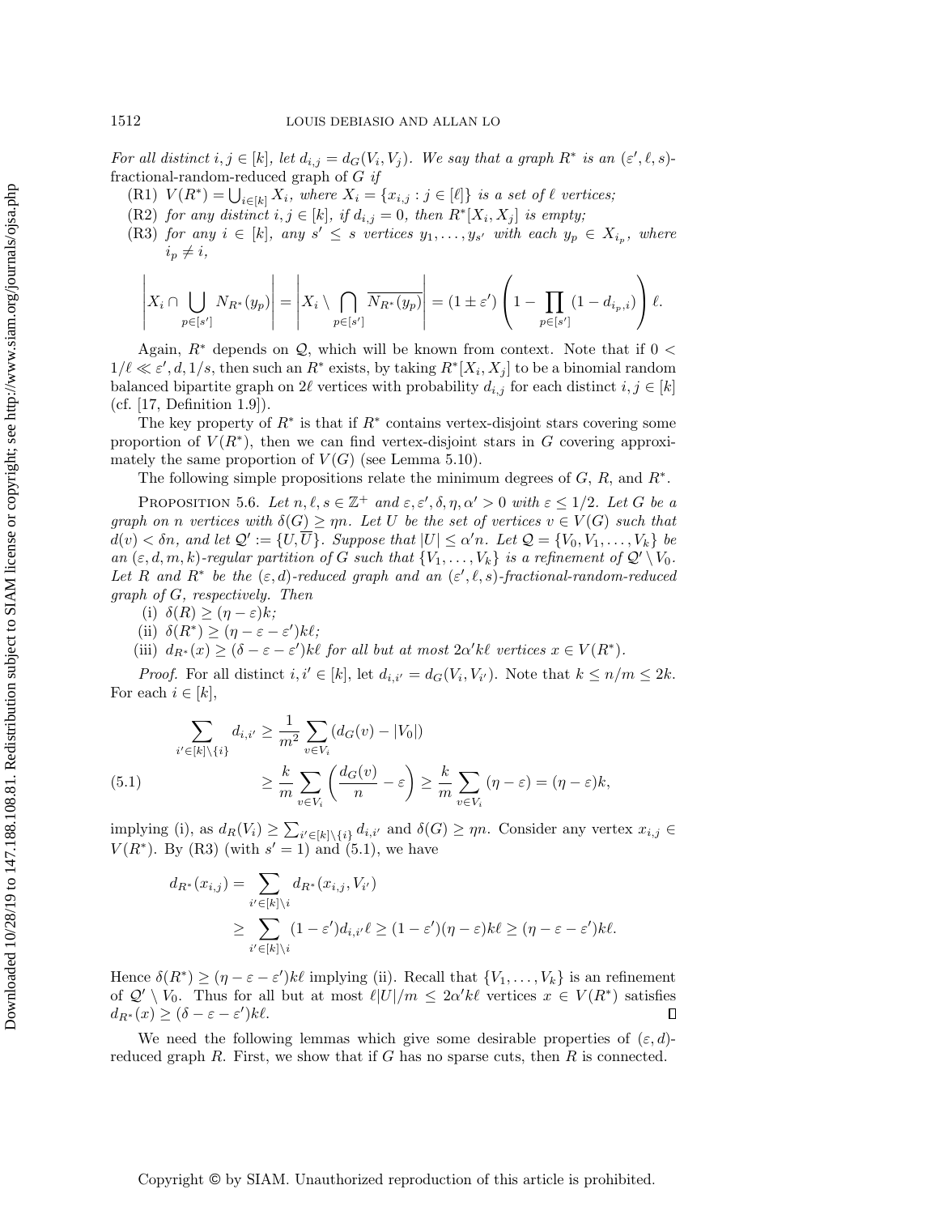*For all distinct $i, j \in [k]$, let $d_{i,j} = d_G(V_i, V_j)$. We say that a graph $R^*$ is an $(\varepsilon', \ell, s)$-fractional-random-reduced graph of $G$ if*

(R1) *$V(R^*) = \bigcup_{i \in [k]} X_i$, where $X_i = \{x_{i,j} : j \in [\ell]\}$ is a set of $\ell$ vertices;*

(R2) *for any distinct $i, j \in [k]$, if $d_{i,j} = 0$, then $R^*[X_i, X_j]$ is empty;*

(R3) *for any $i \in [k]$, any $s' \leq s$ vertices $y_1, \dots, y_{s'}$ with each $y_p \in X_{i_p}$, where $i_p \neq i$,*

$$\left| X_i \cap \bigcup_{p \in [s']} N_{R^*}(y_p) \right| = \left| X_i \setminus \bigcap_{p \in [s']} \overline{N_{R^*}(y_p)} \right| = (1 \pm \varepsilon') \left( 1 - \prod_{p \in [s']} (1 - d_{i_p, i}) \right) \ell.$$

Again, $R^*$ depends on $\mathcal{Q}$, which will be known from context. Note that if $0 < 1/\ell \ll \varepsilon', d, 1/s$, then such an $R^*$ exists, by taking $R^*[X_i, X_j]$ to be a binomial random balanced bipartite graph on $2\ell$ vertices with probability $d_{i,j}$ for each distinct $i, j \in [k]$ (cf. [17, Definition 1.9]).

The key property of $R^*$ is that if $R^*$ contains vertex-disjoint stars covering some proportion of $V(R^*)$, then we can find vertex-disjoint stars in $G$ covering approximately the same proportion of $V(G)$ (see Lemma 5.10).

The following simple propositions relate the minimum degrees of $G$, $R$, and $R^*$.

Proposition 5.6. *Let $n, \ell, s \in \mathbb{Z}^+$ and $\varepsilon, \varepsilon', \delta, \eta, \alpha' > 0$ with $\varepsilon \leq 1/2$. Let $G$ be a graph on $n$ vertices with $\delta(G) \geq \eta n$. Let $U$ be the set of vertices $v \in V(G)$ such that $d(v) < \delta n$, and let $\mathcal{Q}' := \{U, \overline{U}\}$. Suppose that $|U| \leq \alpha' n$. Let $\mathcal{Q} = \{V_0, V_1, \dots, V_k\}$ be an $(\varepsilon, d, m, k)$-regular partition of $G$ such that $\{V_1, \dots, V_k\}$ is a refinement of $\mathcal{Q}' \setminus V_0$. Let $R$ and $R^*$ be the $(\varepsilon, d)$-reduced graph and an $(\varepsilon', \ell, s)$-fractional-random-reduced graph of $G$, respectively. Then*

(i) *$\delta(R) \geq (\eta - \varepsilon)k$;*

(ii) *$\delta(R^*) \geq (\eta - \varepsilon - \varepsilon')k\ell$;*

(iii) *$d_{R^*}(x) \geq (\delta - \varepsilon - \varepsilon')k\ell$ for all but at most $2\alpha' k\ell$ vertices $x \in V(R^*)$.*

*Proof.* For all distinct $i, i' \in [k]$, let $d_{i,i'} = d_G(V_i, V_{i'})$. Note that $k \leq n/m \leq 2k$. For each $i \in [k]$,

$$\begin{aligned}
\sum_{i' \in [k] \setminus \{i\}} d_{i,i'} &\geq \frac{1}{m^2} \sum_{v \in V_i} (d_G(v) - |V_0|) \\
&\geq \frac{k}{m} \sum_{v \in V_i} \left( \frac{d_G(v)}{n} - \varepsilon \right) \geq \frac{k}{m} \sum_{v \in V_i} (\eta - \varepsilon) = (\eta - \varepsilon)k,
\end{aligned} \tag{5.1}$$

implying (i), as $d_R(V_i) \geq \sum_{i' \in [k] \setminus \{i\}} d_{i,i'}$ and $\delta(G) \geq \eta n$. Consider any vertex $x_{i,j} \in V(R^*)$. By (R3) (with $s' = 1$) and (5.1), we have

$$\begin{aligned}
d_{R^*}(x_{i,j}) &= \sum_{i' \in [k] \setminus i} d_{R^*}(x_{i,j}, V_{i'}) \\
&\geq \sum_{i' \in [k] \setminus i} (1 - \varepsilon') d_{i,i'} \ell \geq (1 - \varepsilon')(\eta - \varepsilon)k\ell \geq (\eta - \varepsilon - \varepsilon')k\ell.
\end{aligned}$$

Hence $\delta(R^*) \geq (\eta - \varepsilon - \varepsilon')k\ell$ implying (ii). Recall that $\{V_1, \dots, V_k\}$ is an refinement of $\mathcal{Q}' \setminus V_0$. Thus for all but at most $\ell|U|/m \leq 2\alpha' k\ell$ vertices $x \in V(R^*)$ satisfies $d_{R^*}(x) \geq (\delta - \varepsilon - \varepsilon')k\ell$. $\square$

We need the following lemmas which give some desirable properties of $(\varepsilon, d)$-reduced graph $R$. First, we show that if $G$ has no sparse cuts, then $R$ is connected.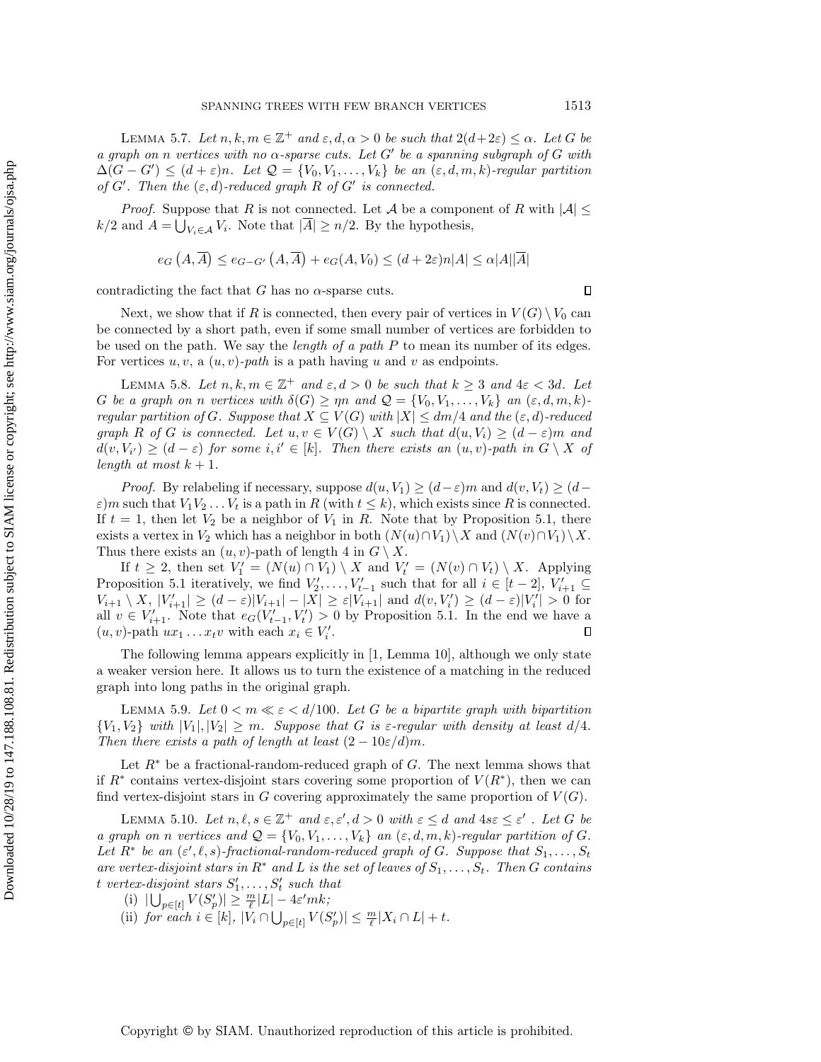LEMMA 5.7. *Let $n, k, m \in \mathbb{Z}^+$ and $\varepsilon, d, \alpha > 0$ be such that $2(d+2\varepsilon) \leq \alpha$. Let $G$ be a graph on $n$ vertices with no $\alpha$-sparse cuts. Let $G'$ be a spanning subgraph of $G$ with $\Delta(G - G') \leq (d+\varepsilon)n$. Let $\mathcal{Q} = \{V_0, V_1, \ldots, V_k\}$ be an $(\varepsilon, d, m, k)$-regular partition of $G'$. Then the $(\varepsilon, d)$-reduced graph $R$ of $G'$ is connected.*

*Proof.* Suppose that $R$ is not connected. Let $\mathcal{A}$ be a component of $R$ with $|\mathcal{A}| \leq k/2$ and $A = \bigcup_{V_i \in \mathcal{A}} V_i$. Note that $|\overline{A}| \geq n/2$. By the hypothesis,

$$e_G\left(A, \overline{A}\right) \leq e_{G-G'}\left(A, \overline{A}\right) + e_G(A, V_0) \leq (d+2\varepsilon)n|A| \leq \alpha|A||\overline{A}|$$

contradicting the fact that $G$ has no $\alpha$-sparse cuts. $\square$

Next, we show that if $R$ is connected, then every pair of vertices in $V(G) \setminus V_0$ can be connected by a short path, even if some small number of vertices are forbidden to be used on the path. We say the *length of a path $P$* to mean its number of its edges. For vertices $u, v$, a *$(u,v)$-path* is a path having $u$ and $v$ as endpoints.

LEMMA 5.8. *Let $n, k, m \in \mathbb{Z}^+$ and $\varepsilon, d > 0$ be such that $k \geq 3$ and $4\varepsilon < 3d$. Let $G$ be a graph on $n$ vertices with $\delta(G) \geq \eta n$ and $\mathcal{Q} = \{V_0, V_1, \ldots, V_k\}$ an $(\varepsilon, d, m, k)$-regular partition of $G$. Suppose that $X \subseteq V(G)$ with $|X| \leq dm/4$ and the $(\varepsilon, d)$-reduced graph $R$ of $G$ is connected. Let $u, v \in V(G) \setminus X$ such that $d(u, V_i) \geq (d-\varepsilon)m$ and $d(v, V_{i'}) \geq (d-\varepsilon)$ for some $i, i' \in [k]$. Then there exists an $(u,v)$-path in $G \setminus X$ of length at most $k+1$.*

*Proof.* By relabeling if necessary, suppose $d(u, V_1) \geq (d-\varepsilon)m$ and $d(v, V_t) \geq (d-\varepsilon)m$ such that $V_1V_2 \ldots V_t$ is a path in $R$ (with $t \leq k$), which exists since $R$ is connected. If $t = 1$, then let $V_2$ be a neighbor of $V_1$ in $R$. Note that by Proposition 5.1, there exists a vertex in $V_2$ which has a neighbor in both $(N(u) \cap V_1) \setminus X$ and $(N(v) \cap V_1) \setminus X$. Thus there exists an $(u,v)$-path of length 4 in $G \setminus X$.

If $t \geq 2$, then set $V_1' = (N(u) \cap V_1) \setminus X$ and $V_t' = (N(v) \cap V_t) \setminus X$. Applying Proposition 5.1 iteratively, we find $V_2', \ldots, V_{t-1}'$ such that for all $i \in [t-2]$, $V_{i+1}' \subseteq V_{i+1} \setminus X$, $|V_{i+1}'| \geq (d-\varepsilon)|V_{i+1}| - |X| \geq \varepsilon|V_{i+1}|$ and $d(v, V_i') \geq (d-\varepsilon)|V_i'| > 0$ for all $v \in V_{i+1}'$. Note that $e_G(V_{t-1}', V_t') > 0$ by Proposition 5.1. In the end we have a $(u,v)$-path $ux_1 \ldots x_t v$ with each $x_i \in V_i'$. $\square$

The following lemma appears explicitly in [1, Lemma 10], although we only state a weaker version here. It allows us to turn the existence of a matching in the reduced graph into long paths in the original graph.

LEMMA 5.9. *Let $0 < m \ll \varepsilon < d/100$. Let $G$ be a bipartite graph with bipartition $\{V_1, V_2\}$ with $|V_1|, |V_2| \geq m$. Suppose that $G$ is $\varepsilon$-regular with density at least $d/4$. Then there exists a path of length at least $(2 - 10\varepsilon/d)m$.*

Let $R^*$ be a fractional-random-reduced graph of $G$. The next lemma shows that if $R^*$ contains vertex-disjoint stars covering some proportion of $V(R^*)$, then we can find vertex-disjoint stars in $G$ covering approximately the same proportion of $V(G)$.

LEMMA 5.10. *Let $n, \ell, s \in \mathbb{Z}^+$ and $\varepsilon, \varepsilon', d > 0$ with $\varepsilon \leq d$ and $4s\varepsilon \leq \varepsilon'$. Let $G$ be a graph on $n$ vertices and $\mathcal{Q} = \{V_0, V_1, \ldots, V_k\}$ an $(\varepsilon, d, m, k)$-regular partition of $G$. Let $R^*$ be an $(\varepsilon', \ell, s)$-fractional-random-reduced graph of $G$. Suppose that $S_1, \ldots, S_t$ are vertex-disjoint stars in $R^*$ and $L$ is the set of leaves of $S_1, \ldots, S_t$. Then $G$ contains $t$ vertex-disjoint stars $S_1', \ldots, S_t'$ such that*

(i) $|\bigcup_{p \in [t]} V(S_p')| \geq \frac{m}{\ell}|L| - 4\varepsilon' mk$;

(ii) *for each $i \in [k]$,* $|V_i \cap \bigcup_{p \in [t]} V(S_p')| \leq \frac{m}{\ell}|X_i \cap L| + t$.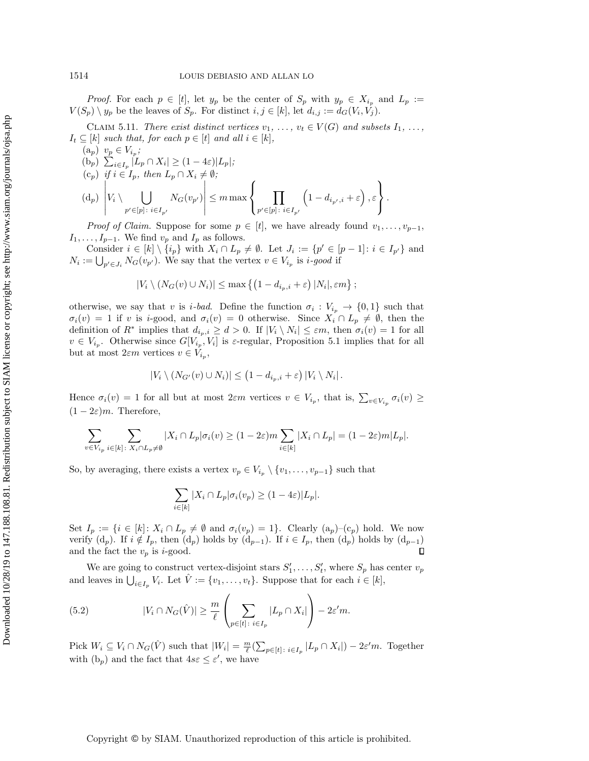*Proof.* For each $p \in [t]$, let $y_p$ be the center of $S_p$ with $y_p \in X_{i_p}$ and $L_p := V(S_p) \setminus y_p$ be the leaves of $S_p$. For distinct $i, j \in [k]$, let $d_{i,j} := d_G(V_i, V_j)$.

Claim 5.11. *There exist distinct vertices $v_1, \ldots, v_t \in V(G)$ and subsets $I_1, \ldots, I_t \subseteq [k]$ such that, for each $p \in [t]$ and all $i \in [k]$,*

($\mathrm{a}_p$) $v_p \in V_{i_p}$;

($\mathrm{b}_p$) $\sum_{i \in I_p} |L_p \cap X_i| \geq (1 - 4\varepsilon)|L_p|$;

($\mathrm{c}_p$) *if $i \in I_p$, then $L_p \cap X_i \neq \emptyset$;*

($\mathrm{d}_p$) $\left| V_i \setminus \bigcup_{p' \in [p] \colon i \in I_{p'}} N_G(v_{p'}) \right| \leq m \max \left\{ \prod_{p' \in [p] \colon i \in I_{p'}} \left(1 - d_{i_{p'}, i} + \varepsilon\right), \varepsilon \right\}.$

*Proof of Claim.* Suppose for some $p \in [t]$, we have already found $v_1, \ldots, v_{p-1}$, $I_1, \ldots, I_{p-1}$. We find $v_p$ and $I_p$ as follows.

Consider $i \in [k] \setminus \{i_p\}$ with $X_i \cap L_p \neq \emptyset$. Let $J_i := \{p' \in [p-1] \colon i \in I_{p'}\}$ and $N_i := \bigcup_{p' \in J_i} N_G(v_{p'})$. We say that the vertex $v \in V_{i_p}$ is *$i$-good* if

$$|V_i \setminus (N_G(v) \cup N_i)| \leq \max\left\{ \left(1 - d_{i_p, i} + \varepsilon\right) |N_i|, \varepsilon m \right\};$$

otherwise, we say that $v$ is *$i$-bad*. Define the function $\sigma_i : V_{i_p} \to \{0, 1\}$ such that $\sigma_i(v) = 1$ if $v$ is $i$-good, and $\sigma_i(v) = 0$ otherwise. Since $X_i \cap L_p \neq \emptyset$, then the definition of $R^*$ implies that $d_{i_p, i} \geq d > 0$. If $|V_i \setminus N_i| \leq \varepsilon m$, then $\sigma_i(v) = 1$ for all $v \in V_{i_p}$. Otherwise since $G[V_{i_p}, V_i]$ is $\varepsilon$-regular, Proposition 5.1 implies that for all but at most $2\varepsilon m$ vertices $v \in V_{i_p}$,

$$|V_i \setminus (N_{G'}(v) \cup N_i)| \leq \left(1 - d_{i_p, i} + \varepsilon\right) |V_i \setminus N_i|.$$

Hence $\sigma_i(v) = 1$ for all but at most $2\varepsilon m$ vertices $v \in V_{i_p}$, that is, $\sum_{v \in V_{i_p}} \sigma_i(v) \geq (1 - 2\varepsilon)m$. Therefore,

$$\sum_{v \in V_{i_p}} \sum_{i \in [k] \colon X_i \cap L_p \neq \emptyset} |X_i \cap L_p| \sigma_i(v) \geq (1 - 2\varepsilon)m \sum_{i \in [k]} |X_i \cap L_p| = (1 - 2\varepsilon)m|L_p|.$$

So, by averaging, there exists a vertex $v_p \in V_{i_p} \setminus \{v_1, \ldots, v_{p-1}\}$ such that

$$\sum_{i \in [k]} |X_i \cap L_p| \sigma_i(v_p) \geq (1 - 4\varepsilon)|L_p|.$$

Set $I_p := \{i \in [k] \colon X_i \cap L_p \neq \emptyset \text{ and } \sigma_i(v_p) = 1\}$. Clearly ($\mathrm{a}_p$)–($\mathrm{c}_p$) hold. We now verify ($\mathrm{d}_p$). If $i \notin I_p$, then ($\mathrm{d}_p$) holds by ($\mathrm{d}_{p-1}$). If $i \in I_p$, then ($\mathrm{d}_p$) holds by ($\mathrm{d}_{p-1}$) and the fact the $v_p$ is $i$-good. $\square$

We are going to construct vertex-disjoint stars $S'_1, \ldots, S'_t$, where $S_p$ has center $v_p$ and leaves in $\bigcup_{i \in I_p} V_i$. Let $\hat{V} := \{v_1, \ldots, v_t\}$. Suppose that for each $i \in [k]$,

$$|V_i \cap N_G(\hat{V})| \geq \frac{m}{\ell} \left( \sum_{p \in [t] \colon i \in I_p} |L_p \cap X_i| \right) - 2\varepsilon' m. \tag{5.2}$$

Pick $W_i \subseteq V_i \cap N_G(\hat{V})$ such that $|W_i| = \frac{m}{\ell}(\sum_{p \in [t] \colon i \in I_p} |L_p \cap X_i|) - 2\varepsilon' m$. Together with ($\mathrm{b}_p$) and the fact that $4s\varepsilon \leq \varepsilon'$, we have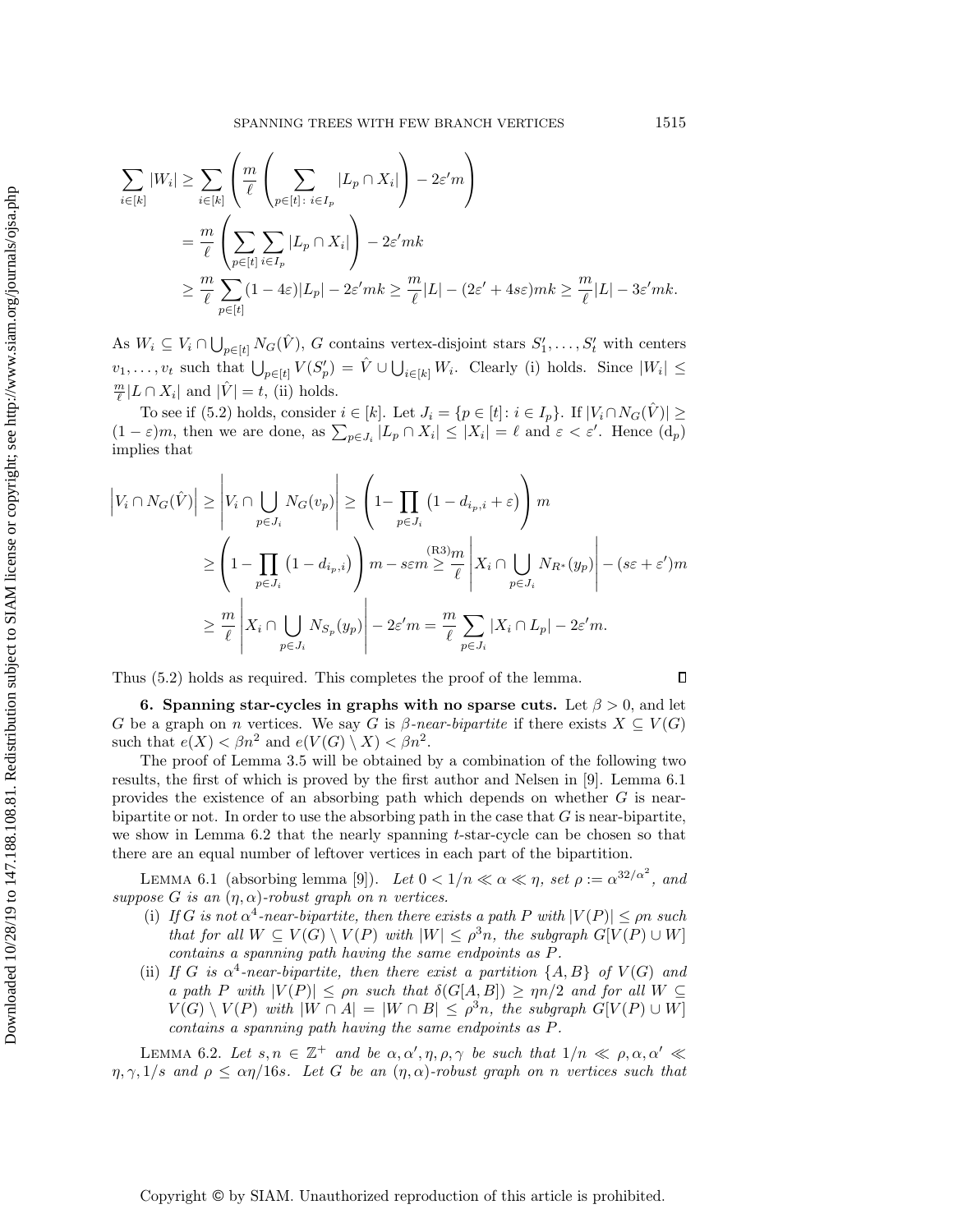$$
\begin{aligned}
\sum_{i\in[k]}|W_i| &\geq \sum_{i\in[k]}\left(\frac{m}{\ell}\left(\sum_{p\in[t]:\ i\in I_p}|L_p\cap X_i|\right)-2\varepsilon' m\right)\\
&=\frac{m}{\ell}\left(\sum_{p\in[t]}\sum_{i\in I_p}|L_p\cap X_i|\right)-2\varepsilon' mk\\
&\geq \frac{m}{\ell}\sum_{p\in[t]}(1-4\varepsilon)|L_p|-2\varepsilon' mk \geq \frac{m}{\ell}|L|-(2\varepsilon'+4s\varepsilon)mk \geq \frac{m}{\ell}|L|-3\varepsilon' mk.
\end{aligned}
$$

As $W_i \subseteq V_i \cap \bigcup_{p\in[t]} N_G(\hat{V})$, $G$ contains vertex-disjoint stars $S'_1,\dots,S'_t$ with centers $v_1,\dots,v_t$ such that $\bigcup_{p\in[t]} V(S'_p) = \hat{V} \cup \bigcup_{i\in[k]} W_i$. Clearly (i) holds. Since $|W_i| \leq \frac{m}{\ell}|L\cap X_i|$ and $|\hat{V}| = t$, (ii) holds.

To see if (5.2) holds, consider $i \in [k]$. Let $J_i = \{p\in[t] : i \in I_p\}$. If $|V_i \cap N_G(\hat{V})| \geq (1-\varepsilon)m$, then we are done, as $\sum_{p\in J_i}|L_p\cap X_i| \leq |X_i| = \ell$ and $\varepsilon < \varepsilon'$. Hence $(\mathrm{d}_p)$ implies that

$$
\begin{aligned}
\left|V_i\cap N_G(\hat{V})\right| &\geq \left|V_i\cap \bigcup_{p\in J_i} N_G(v_p)\right| \geq \left(1-\prod_{p\in J_i}\left(1-d_{i_p,i}+\varepsilon\right)\right)m\\
&\geq \left(1-\prod_{p\in J_i}\left(1-d_{i_p,i}\right)\right)m - s\varepsilon m \overset{(\mathrm{R3})}{\geq} \frac{m}{\ell}\left|X_i\cap\bigcup_{p\in J_i}N_{R^*}(y_p)\right| - (s\varepsilon+\varepsilon')m\\
&\geq \frac{m}{\ell}\left|X_i\cap\bigcup_{p\in J_i}N_{S_p}(y_p)\right| - 2\varepsilon' m = \frac{m}{\ell}\sum_{p\in J_i}|X_i\cap L_p| - 2\varepsilon' m.
\end{aligned}
$$

Thus (5.2) holds as required. This completes the proof of the lemma. $\square$

## 6. Spanning star-cycles in graphs with no sparse cuts.

Let $\beta > 0$, and let $G$ be a graph on $n$ vertices. We say $G$ is *$\beta$-near-bipartite* if there exists $X \subseteq V(G)$ such that $e(X) < \beta n^2$ and $e(V(G)\setminus X) < \beta n^2$.

The proof of Lemma 3.5 will be obtained by a combination of the following two results, the first of which is proved by the first author and Nelsen in [9]. Lemma 6.1 provides the existence of an absorbing path which depends on whether $G$ is near-bipartite or not. In order to use the absorbing path in the case that $G$ is near-bipartite, we show in Lemma 6.2 that the nearly spanning $t$-star-cycle can be chosen so that there are an equal number of leftover vertices in each part of the bipartition.

LEMMA 6.1 (absorbing lemma [9]). *Let $0 < 1/n \ll \alpha \ll \eta$, set $\rho := \alpha^{32/\alpha^2}$, and suppose $G$ is an $(\eta,\alpha)$-robust graph on $n$ vertices.*

- (i) *If $G$ is not $\alpha^4$-near-bipartite, then there exists a path $P$ with $|V(P)| \leq \rho n$ such that for all $W \subseteq V(G)\setminus V(P)$ with $|W| \leq \rho^3 n$, the subgraph $G[V(P)\cup W]$ contains a spanning path having the same endpoints as $P$.*
- (ii) *If $G$ is $\alpha^4$-near-bipartite, then there exist a partition $\{A,B\}$ of $V(G)$ and a path $P$ with $|V(P)| \leq \rho n$ such that $\delta(G[A,B]) \geq \eta n/2$ and for all $W \subseteq V(G)\setminus V(P)$ with $|W\cap A| = |W\cap B| \leq \rho^3 n$, the subgraph $G[V(P)\cup W]$ contains a spanning path having the same endpoints as $P$.*

LEMMA 6.2. *Let $s,n \in \mathbb{Z}^+$ and be $\alpha,\alpha',\eta,\rho,\gamma$ be such that $1/n \ll \rho,\alpha,\alpha' \ll \eta,\gamma,1/s$ and $\rho \leq \alpha\eta/16s$. Let $G$ be an $(\eta,\alpha)$-robust graph on $n$ vertices such that*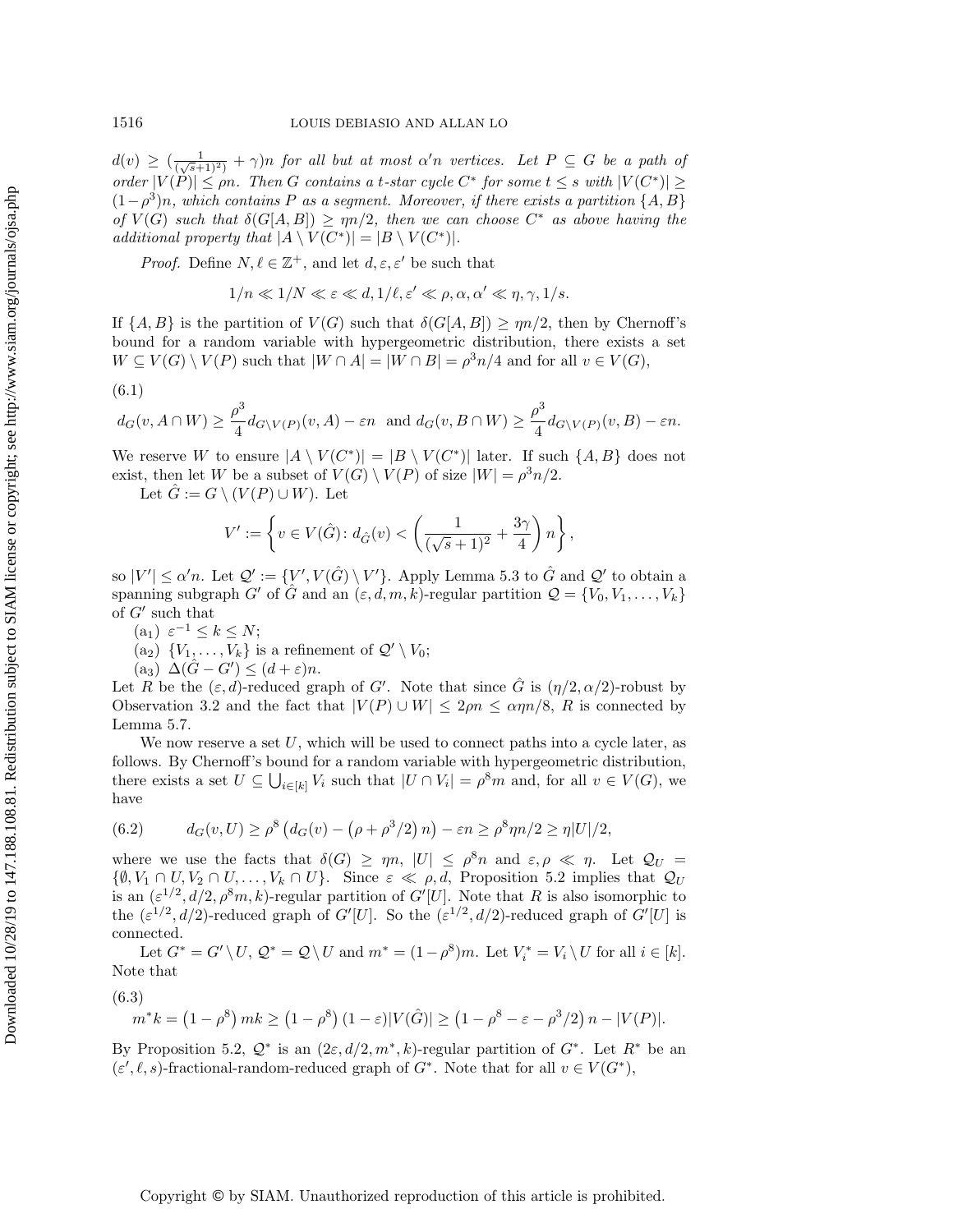$d(v) \geq (\frac{1}{(\sqrt{s}+1)^2)} + \gamma)n$ *for all but at most* $\alpha' n$ *vertices. Let* $P \subseteq G$ *be a path of order* $|V(P)| \leq \rho n$*. Then* $G$ *contains a* $t$*-star cycle* $C^*$ *for some* $t \leq s$ *with* $|V(C^*)| \geq (1-\rho^3)n$*, which contains* $P$ *as a segment. Moreover, if there exists a partition* $\{A, B\}$ *of* $V(G)$ *such that* $\delta(G[A,B]) \geq \eta n/2$*, then we can choose* $C^*$ *as above having the additional property that* $|A \setminus V(C^*)| = |B \setminus V(C^*)|$*.*

*Proof.* Define $N, \ell \in \mathbb{Z}^+$, and let $d, \varepsilon, \varepsilon'$ be such that

$$1/n \ll 1/N \ll \varepsilon \ll d, 1/\ell, \varepsilon' \ll \rho, \alpha, \alpha' \ll \eta, \gamma, 1/s.$$

If $\{A, B\}$ is the partition of $V(G)$ such that $\delta(G[A,B]) \geq \eta n/2$, then by Chernoff's bound for a random variable with hypergeometric distribution, there exists a set $W \subseteq V(G) \setminus V(P)$ such that $|W \cap A| = |W \cap B| = \rho^3 n/4$ and for all $v \in V(G)$,

(6.1)
$$d_G(v, A \cap W) \geq \frac{\rho^3}{4} d_{G \setminus V(P)}(v, A) - \varepsilon n \text{ and } d_G(v, B \cap W) \geq \frac{\rho^3}{4} d_{G \setminus V(P)}(v, B) - \varepsilon n.$$

We reserve $W$ to ensure $|A \setminus V(C^*)| = |B \setminus V(C^*)|$ later. If such $\{A, B\}$ does not exist, then let $W$ be a subset of $V(G) \setminus V(P)$ of size $|W| = \rho^3 n/2$.

Let $\hat{G} := G \setminus (V(P) \cup W)$. Let

$$V' := \left\{ v \in V(\hat{G}) \colon d_{\hat{G}}(v) < \left( \frac{1}{(\sqrt{s}+1)^2} + \frac{3\gamma}{4} \right) n \right\},$$

so $|V'| \leq \alpha' n$. Let $\mathcal{Q}' := \{V', V(\hat{G}) \setminus V'\}$. Apply Lemma 5.3 to $\hat{G}$ and $\mathcal{Q}'$ to obtain a spanning subgraph $G'$ of $\hat{G}$ and an $(\varepsilon, d, m, k)$-regular partition $\mathcal{Q} = \{V_0, V_1, \ldots, V_k\}$ of $G'$ such that

(a$_1$) $\varepsilon^{-1} \leq k \leq N$;
(a$_2$) $\{V_1, \ldots, V_k\}$ is a refinement of $\mathcal{Q}' \setminus V_0$;
(a$_3$) $\Delta(\hat{G} - G') \leq (d + \varepsilon)n$.

Let $R$ be the $(\varepsilon, d)$-reduced graph of $G'$. Note that since $\hat{G}$ is $(\eta/2, \alpha/2)$-robust by Observation 3.2 and the fact that $|V(P) \cup W| \leq 2\rho n \leq \alpha\eta n/8$, $R$ is connected by Lemma 5.7.

We now reserve a set $U$, which will be used to connect paths into a cycle later, as follows. By Chernoff's bound for a random variable with hypergeometric distribution, there exists a set $U \subseteq \bigcup_{i \in [k]} V_i$ such that $|U \cap V_i| = \rho^8 m$ and, for all $v \in V(G)$, we have

(6.2)
$$d_G(v, U) \geq \rho^8 \left( d_G(v) - \left( \rho + \rho^3/2 \right) n \right) - \varepsilon n \geq \rho^8 \eta n/2 \geq \eta |U|/2,$$

where we use the facts that $\delta(G) \geq \eta n$, $|U| \leq \rho^8 n$ and $\varepsilon, \rho \ll \eta$. Let $\mathcal{Q}_U = \{\emptyset, V_1 \cap U, V_2 \cap U, \ldots, V_k \cap U\}$. Since $\varepsilon \ll \rho, d$, Proposition 5.2 implies that $\mathcal{Q}_U$ is an $(\varepsilon^{1/2}, d/2, \rho^8 m, k)$-regular partition of $G'[U]$. Note that $R$ is also isomorphic to the $(\varepsilon^{1/2}, d/2)$-reduced graph of $G'[U]$. So the $(\varepsilon^{1/2}, d/2)$-reduced graph of $G'[U]$ is connected.

Let $G^* = G' \setminus U$, $\mathcal{Q}^* = \mathcal{Q} \setminus U$ and $m^* = (1 - \rho^8)m$. Let $V_i^* = V_i \setminus U$ for all $i \in [k]$. Note that

(6.3)
$$m^* k = \left(1 - \rho^8\right) mk \geq \left(1 - \rho^8\right) (1 - \varepsilon) |V(\hat{G})| \geq \left(1 - \rho^8 - \varepsilon - \rho^3/2\right) n - |V(P)|.$$

By Proposition 5.2, $\mathcal{Q}^*$ is an $(2\varepsilon, d/2, m^*, k)$-regular partition of $G^*$. Let $R^*$ be an $(\varepsilon', \ell, s)$-fractional-random-reduced graph of $G^*$. Note that for all $v \in V(G^*)$,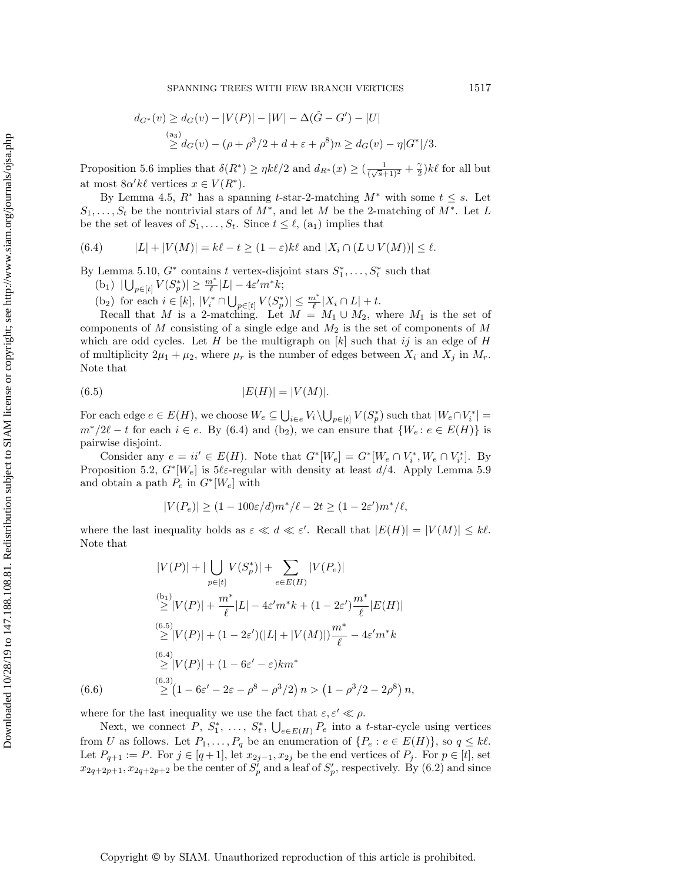$$
\begin{aligned}
d_{G^*}(v) &\geq d_G(v) - |V(P)| - |W| - \Delta(\hat{G} - G') - |U| \\
&\overset{(a_3)}{\geq} d_G(v) - (\rho + \rho^3/2 + d + \varepsilon + \rho^8)n \geq d_G(v) - \eta|G^*|/3.
\end{aligned}
$$

Proposition 5.6 implies that $\delta(R^*) \geq \eta k\ell/2$ and $d_{R^*}(x) \geq (\frac{1}{(\sqrt{s}+1)^2} + \frac{\gamma}{2})k\ell$ for all but at most $8\alpha' k\ell$ vertices $x \in V(R^*)$.

By Lemma 4.5, $R^*$ has a spanning $t$-star-2-matching $M^*$ with some $t \leq s$. Let $S_1, \ldots, S_t$ be the nontrivial stars of $M^*$, and let $M$ be the 2-matching of $M^*$. Let $L$ be the set of leaves of $S_1, \ldots, S_t$. Since $t \leq \ell$, $(a_1)$ implies that

$$
|L| + |V(M)| = k\ell - t \geq (1-\varepsilon)k\ell \text{ and } |X_i \cap (L \cup V(M))| \leq \ell. \tag{6.4}
$$

By Lemma 5.10, $G^*$ contains $t$ vertex-disjoint stars $S_1^*, \ldots, S_t^*$ such that

$(b_1)$ $|\bigcup_{p\in[t]} V(S_p^*)| \geq \frac{m^*}{\ell}|L| - 4\varepsilon' m^* k$;

$(b_2)$ for each $i \in [k]$, $|V_i^* \cap \bigcup_{p\in[t]} V(S_p^*)| \leq \frac{m^*}{\ell}|X_i \cap L| + t$.

Recall that $M$ is a 2-matching. Let $M = M_1 \cup M_2$, where $M_1$ is the set of components of $M$ consisting of a single edge and $M_2$ is the set of components of $M$ which are odd cycles. Let $H$ be the multigraph on $[k]$ such that $ij$ is an edge of $H$ of multiplicity $2\mu_1 + \mu_2$, where $\mu_r$ is the number of edges between $X_i$ and $X_j$ in $M_r$. Note that

$$
|E(H)| = |V(M)|. \tag{6.5}
$$

For each edge $e \in E(H)$, we choose $W_e \subseteq \bigcup_{i\in e} V_i \setminus \bigcup_{p\in[t]} V(S_p^*)$ such that $|W_e \cap V_i^*| = m^*/2\ell - t$ for each $i \in e$. By (6.4) and $(b_2)$, we can ensure that $\{W_e \colon e \in E(H)\}$ is pairwise disjoint.

Consider any $e = ii' \in E(H)$. Note that $G^*[W_e] = G^*[W_e \cap V_i^*, W_e \cap V_{i'}^*]$. By Proposition 5.2, $G^*[W_e]$ is $5\ell\varepsilon$-regular with density at least $d/4$. Apply Lemma 5.9 and obtain a path $P_e$ in $G^*[W_e]$ with

$$
|V(P_e)| \geq (1 - 100\varepsilon/d)m^*/\ell - 2t \geq (1 - 2\varepsilon')m^*/\ell,
$$

where the last inequality holds as $\varepsilon \ll d \ll \varepsilon'$. Recall that $|E(H)| = |V(M)| \leq k\ell$. Note that

$$
\begin{aligned}
&|V(P)| + |\bigcup_{p\in[t]} V(S_p^*)| + \sum_{e\in E(H)} |V(P_e)| \\
&\overset{(b_1)}{\geq} |V(P)| + \frac{m^*}{\ell}|L| - 4\varepsilon' m^* k + (1-2\varepsilon')\frac{m^*}{\ell}|E(H)| \\
&\overset{(6.5)}{\geq} |V(P)| + (1-2\varepsilon')(|L| + |V(M)|)\frac{m^*}{\ell} - 4\varepsilon' m^* k \\
&\overset{(6.4)}{\geq} |V(P)| + (1 - 6\varepsilon' - \varepsilon)km^* \\
&\overset{(6.3)}{\geq} \left(1 - 6\varepsilon' - 2\varepsilon - \rho^8 - \rho^3/2\right)n > \left(1 - \rho^3/2 - 2\rho^8\right)n,
\end{aligned} \tag{6.6}
$$

where for the last inequality we use the fact that $\varepsilon, \varepsilon' \ll \rho$.

Next, we connect $P$, $S_1^*, \ldots, S_t^*$, $\bigcup_{e\in E(H)} P_e$ into a $t$-star-cycle using vertices from $U$ as follows. Let $P_1, \ldots, P_q$ be an enumeration of $\{P_e : e \in E(H)\}$, so $q \leq k\ell$. Let $P_{q+1} := P$. For $j \in [q+1]$, let $x_{2j-1}, x_{2j}$ be the end vertices of $P_j$. For $p \in [t]$, set $x_{2q+2p+1}, x_{2q+2p+2}$ be the center of $S_p'$ and a leaf of $S_p'$, respectively. By (6.2) and since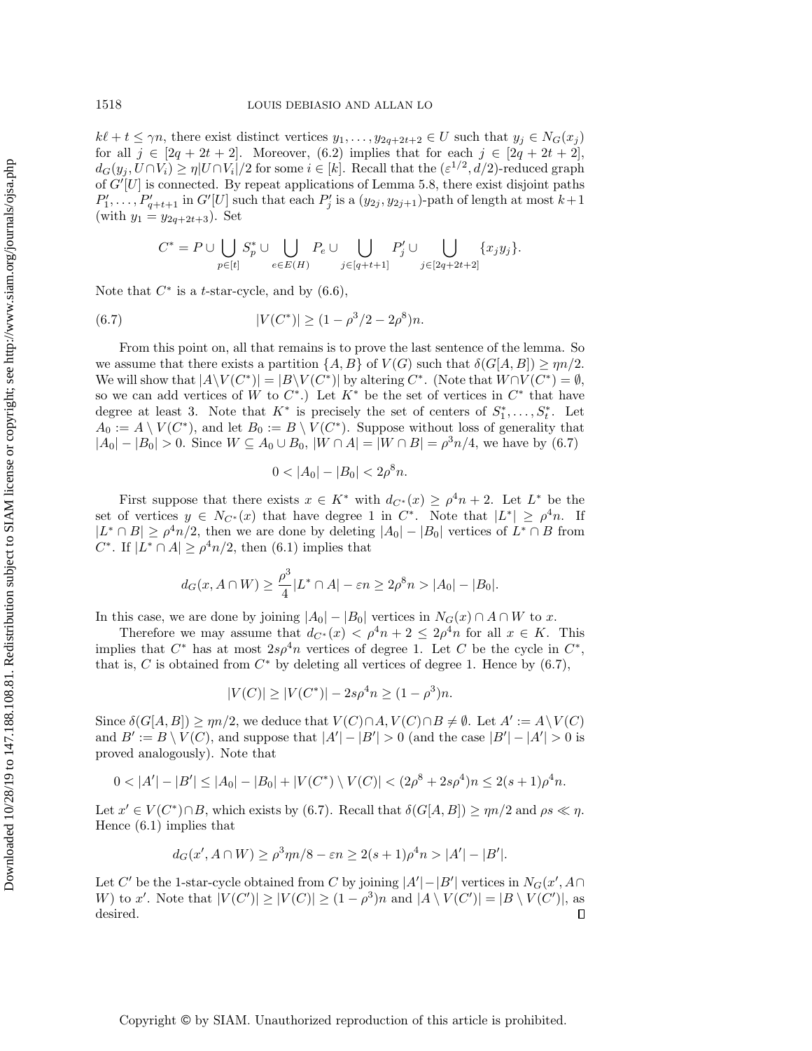$k\ell + t \leq \gamma n$, there exist distinct vertices $y_1, \ldots, y_{2q+2t+2} \in U$ such that $y_j \in N_G(x_j)$ for all $j \in [2q+2t+2]$. Moreover, (6.2) implies that for each $j \in [2q+2t+2]$, $d_G(y_j, U \cap V_i) \geq \eta |U \cap V_i|/2$ for some $i \in [k]$. Recall that the $(\varepsilon^{1/2}, d/2)$-reduced graph of $G'[U]$ is connected. By repeat applications of Lemma 5.8, there exist disjoint paths $P'_1, \ldots, P'_{q+t+1}$ in $G'[U]$ such that each $P'_j$ is a $(y_{2j}, y_{2j+1})$-path of length at most $k+1$ (with $y_1 = y_{2q+2t+3}$). Set

$$C^* = P \cup \bigcup_{p \in [t]} S^*_p \cup \bigcup_{e \in E(H)} P_e \cup \bigcup_{j \in [q+t+1]} P'_j \cup \bigcup_{j \in [2q+2t+2]} \{x_j y_j\}.$$

Note that $C^*$ is a $t$-star-cycle, and by (6.6),

$$|V(C^*)| \geq (1 - \rho^3/2 - 2\rho^8)n. \tag{6.7}$$

From this point on, all that remains is to prove the last sentence of the lemma. So we assume that there exists a partition $\{A, B\}$ of $V(G)$ such that $\delta(G[A, B]) \geq \eta n/2$. We will show that $|A \backslash V(C^*)| = |B \backslash V(C^*)|$ by altering $C^*$. (Note that $W \cap V(C^*) = \emptyset$, so we can add vertices of $W$ to $C^*$.) Let $K^*$ be the set of vertices in $C^*$ that have degree at least 3. Note that $K^*$ is precisely the set of centers of $S^*_1, \ldots, S^*_t$. Let $A_0 := A \setminus V(C^*)$, and let $B_0 := B \setminus V(C^*)$. Suppose without loss of generality that $|A_0| - |B_0| > 0$. Since $W \subseteq A_0 \cup B_0$, $|W \cap A| = |W \cap B| = \rho^3 n/4$, we have by (6.7)

$$0 < |A_0| - |B_0| < 2\rho^8 n.$$

First suppose that there exists $x \in K^*$ with $d_{C^*}(x) \geq \rho^4 n + 2$. Let $L^*$ be the set of vertices $y \in N_{C^*}(x)$ that have degree 1 in $C^*$. Note that $|L^*| \geq \rho^4 n$. If $|L^* \cap B| \geq \rho^4 n/2$, then we are done by deleting $|A_0| - |B_0|$ vertices of $L^* \cap B$ from $C^*$. If $|L^* \cap A| \geq \rho^4 n/2$, then (6.1) implies that

$$d_G(x, A \cap W) \geq \frac{\rho^3}{4} |L^* \cap A| - \varepsilon n \geq 2\rho^8 n > |A_0| - |B_0|.$$

In this case, we are done by joining $|A_0| - |B_0|$ vertices in $N_G(x) \cap A \cap W$ to $x$.

Therefore we may assume that $d_{C^*}(x) < \rho^4 n + 2 \leq 2\rho^4 n$ for all $x \in K$. This implies that $C^*$ has at most $2s\rho^4 n$ vertices of degree 1. Let $C$ be the cycle in $C^*$, that is, $C$ is obtained from $C^*$ by deleting all vertices of degree 1. Hence by (6.7),

$$|V(C)| \geq |V(C^*)| - 2s\rho^4 n \geq (1 - \rho^3)n.$$

Since $\delta(G[A, B]) \geq \eta n/2$, we deduce that $V(C) \cap A, V(C) \cap B \neq \emptyset$. Let $A' := A \setminus V(C)$ and $B' := B \setminus V(C)$, and suppose that $|A'| - |B'| > 0$ (and the case $|B'| - |A'| > 0$ is proved analogously). Note that

$$0 < |A'| - |B'| \leq |A_0| - |B_0| + |V(C^*) \setminus V(C)| < (2\rho^8 + 2s\rho^4)n \leq 2(s+1)\rho^4 n.$$

Let $x' \in V(C^*) \cap B$, which exists by (6.7). Recall that $\delta(G[A, B]) \geq \eta n/2$ and $\rho s \ll \eta$. Hence (6.1) implies that

$$d_G(x', A \cap W) \geq \rho^3 \eta n/8 - \varepsilon n \geq 2(s+1)\rho^4 n > |A'| - |B'|.$$

Let $C'$ be the 1-star-cycle obtained from $C$ by joining $|A'| - |B'|$ vertices in $N_G(x', A \cap W)$ to $x'$. Note that $|V(C')| \geq |V(C)| \geq (1 - \rho^3)n$ and $|A \setminus V(C')| = |B \setminus V(C')|$, as desired. $\square$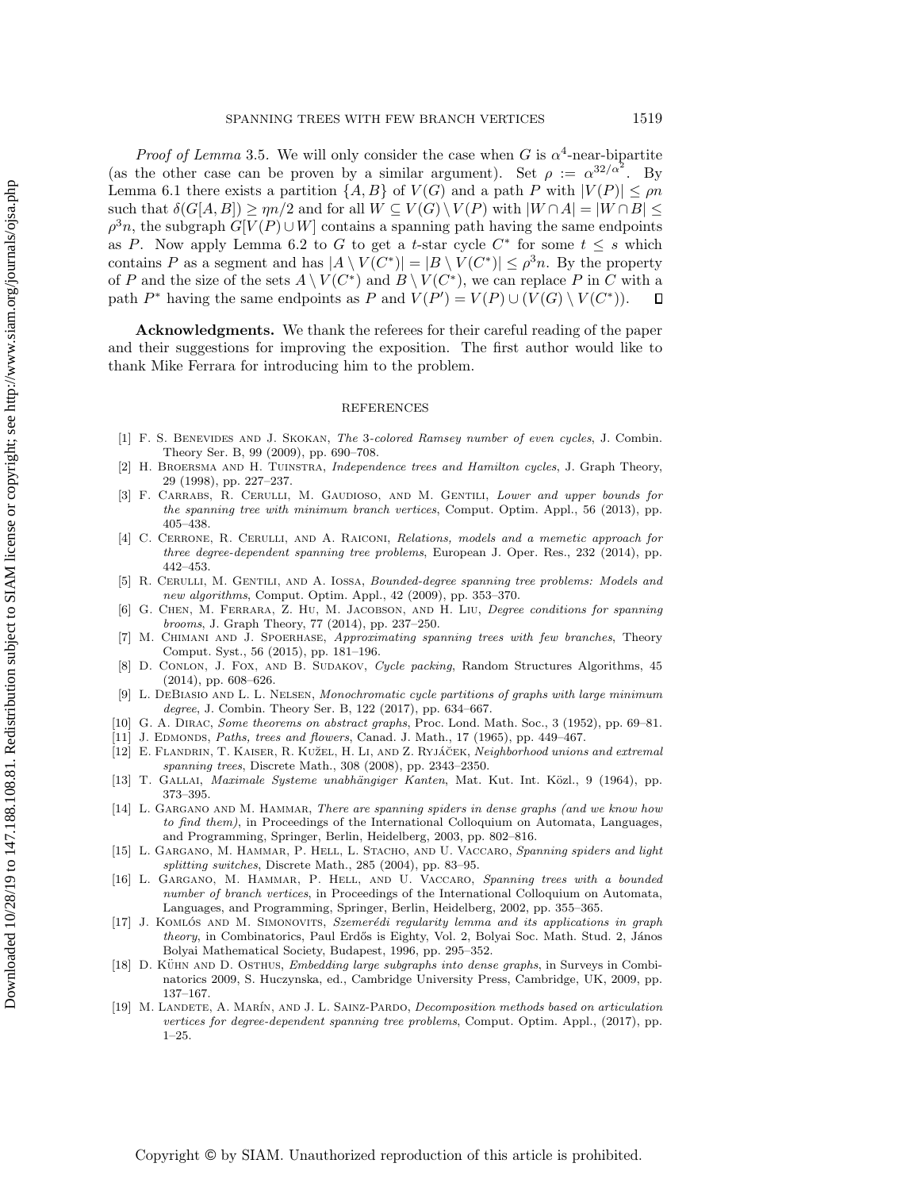*Proof of Lemma* 3.5. We will only consider the case when $G$ is $\alpha^4$-near-bipartite (as the other case can be proven by a similar argument). Set $\rho := \alpha^{32/\alpha^2}$. By Lemma 6.1 there exists a partition $\{A, B\}$ of $V(G)$ and a path $P$ with $|V(P)| \leq \rho n$ such that $\delta(G[A, B]) \geq \eta n/2$ and for all $W \subseteq V(G) \setminus V(P)$ with $|W \cap A| = |W \cap B| \leq \rho^3 n$, the subgraph $G[V(P) \cup W]$ contains a spanning path having the same endpoints as $P$. Now apply Lemma 6.2 to $G$ to get a $t$-star cycle $C^*$ for some $t \leq s$ which contains $P$ as a segment and has $|A \setminus V(C^*)| = |B \setminus V(C^*)| \leq \rho^3 n$. By the property of $P$ and the size of the sets $A \setminus V(C^*)$ and $B \setminus V(C^*)$, we can replace $P$ in $C$ with a path $P^*$ having the same endpoints as $P$ and $V(P') = V(P) \cup (V(G) \setminus V(C^*))$. ◻

**Acknowledgments.** We thank the referees for their careful reading of the paper and their suggestions for improving the exposition. The first author would like to thank Mike Ferrara for introducing him to the problem.

## REFERENCES

[1] F. S. Benevides and J. Skokan, *The 3-colored Ramsey number of even cycles*, J. Combin. Theory Ser. B, 99 (2009), pp. 690–708.

[2] H. Broersma and H. Tuinstra, *Independence trees and Hamilton cycles*, J. Graph Theory, 29 (1998), pp. 227–237.

[3] F. Carrabs, R. Cerulli, M. Gaudioso, and M. Gentili, *Lower and upper bounds for the spanning tree with minimum branch vertices*, Comput. Optim. Appl., 56 (2013), pp. 405–438.

[4] C. Cerrone, R. Cerulli, and A. Raiconi, *Relations, models and a memetic approach for three degree-dependent spanning tree problems*, European J. Oper. Res., 232 (2014), pp. 442–453.

[5] R. Cerulli, M. Gentili, and A. Iossa, *Bounded-degree spanning tree problems: Models and new algorithms*, Comput. Optim. Appl., 42 (2009), pp. 353–370.

[6] G. Chen, M. Ferrara, Z. Hu, M. Jacobson, and H. Liu, *Degree conditions for spanning brooms*, J. Graph Theory, 77 (2014), pp. 237–250.

[7] M. Chimani and J. Spoerhase, *Approximating spanning trees with few branches*, Theory Comput. Syst., 56 (2015), pp. 181–196.

[8] D. Conlon, J. Fox, and B. Sudakov, *Cycle packing*, Random Structures Algorithms, 45 (2014), pp. 608–626.

[9] L. DeBiasio and L. L. Nelsen, *Monochromatic cycle partitions of graphs with large minimum degree*, J. Combin. Theory Ser. B, 122 (2017), pp. 634–667.

[10] G. A. Dirac, *Some theorems on abstract graphs*, Proc. Lond. Math. Soc., 3 (1952), pp. 69–81.

[11] J. Edmonds, *Paths, trees and flowers*, Canad. J. Math., 17 (1965), pp. 449–467.

[12] E. Flandrin, T. Kaiser, R. Kužel, H. Li, and Z. Ryjáček, *Neighborhood unions and extremal spanning trees*, Discrete Math., 308 (2008), pp. 2343–2350.

[13] T. Gallai, *Maximale Systeme unabhängiger Kanten*, Mat. Kut. Int. Közl., 9 (1964), pp. 373–395.

[14] L. Gargano and M. Hammar, *There are spanning spiders in dense graphs (and we know how to find them)*, in Proceedings of the International Colloquium on Automata, Languages, and Programming, Springer, Berlin, Heidelberg, 2003, pp. 802–816.

[15] L. Gargano, M. Hammar, P. Hell, L. Stacho, and U. Vaccaro, *Spanning spiders and light splitting switches*, Discrete Math., 285 (2004), pp. 83–95.

[16] L. Gargano, M. Hammar, P. Hell, and U. Vaccaro, *Spanning trees with a bounded number of branch vertices*, in Proceedings of the International Colloquium on Automata, Languages, and Programming, Springer, Berlin, Heidelberg, 2002, pp. 355–365.

[17] J. Komlós and M. Simonovits, *Szemerédi regularity lemma and its applications in graph theory*, in Combinatorics, Paul Erdős is Eighty, Vol. 2, Bolyai Soc. Math. Stud. 2, János Bolyai Mathematical Society, Budapest, 1996, pp. 295–352.

[18] D. Kühn and D. Osthus, *Embedding large subgraphs into dense graphs*, in Surveys in Combinatorics 2009, S. Huczynska, ed., Cambridge University Press, Cambridge, UK, 2009, pp. 137–167.

[19] M. Landete, A. Marín, and J. L. Sainz-Pardo, *Decomposition methods based on articulation vertices for degree-dependent spanning tree problems*, Comput. Optim. Appl., (2017), pp. 1–25.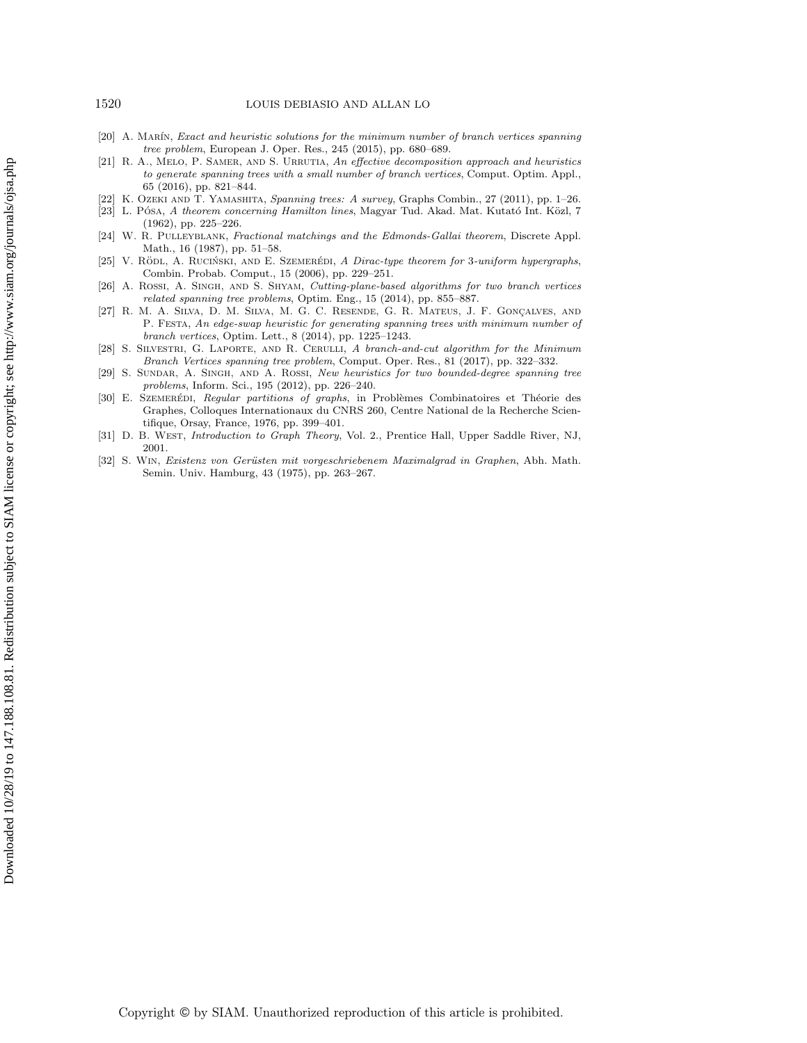[20] A. Marín, *Exact and heuristic solutions for the minimum number of branch vertices spanning tree problem*, European J. Oper. Res., 245 (2015), pp. 680–689.

[21] R. A., Melo, P. Samer, and S. Urrutia, *An effective decomposition approach and heuristics to generate spanning trees with a small number of branch vertices*, Comput. Optim. Appl., 65 (2016), pp. 821–844.

[22] K. Ozeki and T. Yamashita, *Spanning trees: A survey*, Graphs Combin., 27 (2011), pp. 1–26.

[23] L. Pósa, *A theorem concerning Hamilton lines*, Magyar Tud. Akad. Mat. Kutató Int. Közl, 7 (1962), pp. 225–226.

[24] W. R. Pulleyblank, *Fractional matchings and the Edmonds-Gallai theorem*, Discrete Appl. Math., 16 (1987), pp. 51–58.

[25] V. Rödl, A. Ruciński, and E. Szemerédi, *A Dirac-type theorem for 3-uniform hypergraphs*, Combin. Probab. Comput., 15 (2006), pp. 229–251.

[26] A. Rossi, A. Singh, and S. Shyam, *Cutting-plane-based algorithms for two branch vertices related spanning tree problems*, Optim. Eng., 15 (2014), pp. 855–887.

[27] R. M. A. Silva, D. M. Silva, M. G. C. Resende, G. R. Mateus, J. F. Gonçalves, and P. Festa, *An edge-swap heuristic for generating spanning trees with minimum number of branch vertices*, Optim. Lett., 8 (2014), pp. 1225–1243.

[28] S. Silvestri, G. Laporte, and R. Cerulli, *A branch-and-cut algorithm for the Minimum Branch Vertices spanning tree problem*, Comput. Oper. Res., 81 (2017), pp. 322–332.

[29] S. Sundar, A. Singh, and A. Rossi, *New heuristics for two bounded-degree spanning tree problems*, Inform. Sci., 195 (2012), pp. 226–240.

[30] E. Szemerédi, *Regular partitions of graphs*, in Problèmes Combinatoires et Théorie des Graphes, Colloques Internationaux du CNRS 260, Centre National de la Recherche Scientifique, Orsay, France, 1976, pp. 399–401.

[31] D. B. West, *Introduction to Graph Theory*, Vol. 2., Prentice Hall, Upper Saddle River, NJ, 2001.

[32] S. Win, *Existenz von Gerüsten mit vorgeschriebenem Maximalgrad in Graphen*, Abh. Math. Semin. Univ. Hamburg, 43 (1975), pp. 263–267.